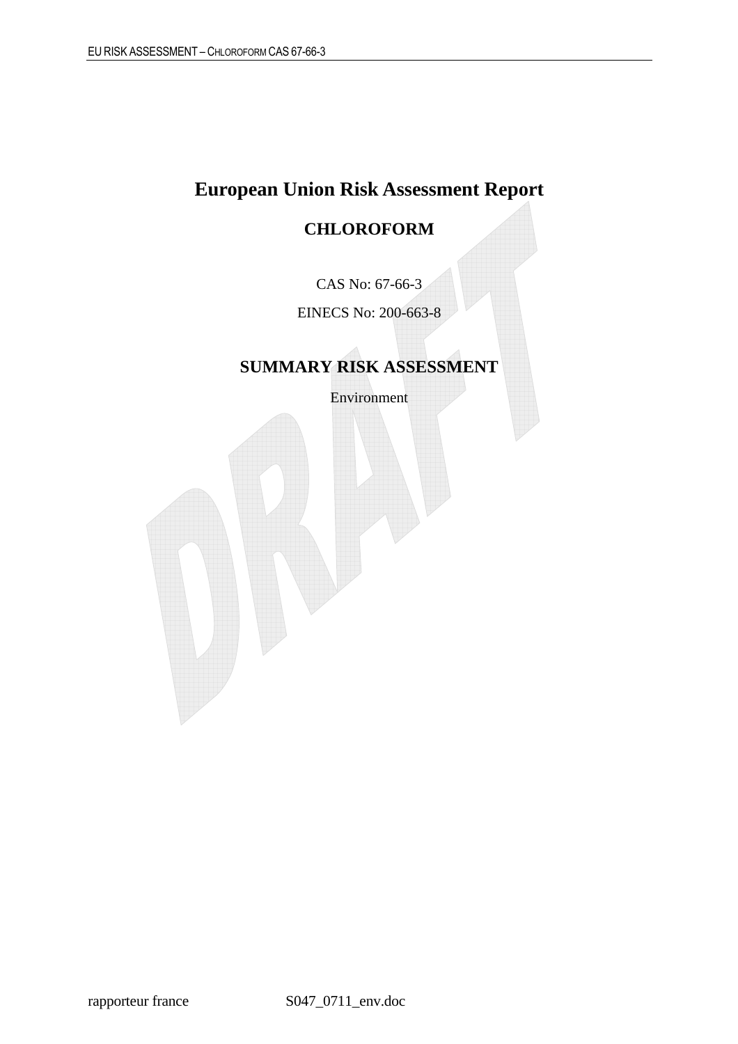# European Union Risk Assessment Report

## CHLOROFORM

CAS No: 67-66-3

EINECS No: 200-663-8

## SUMMARY RISK ASSESSMENT

Environment

rapporteur france S047_0711_env.doc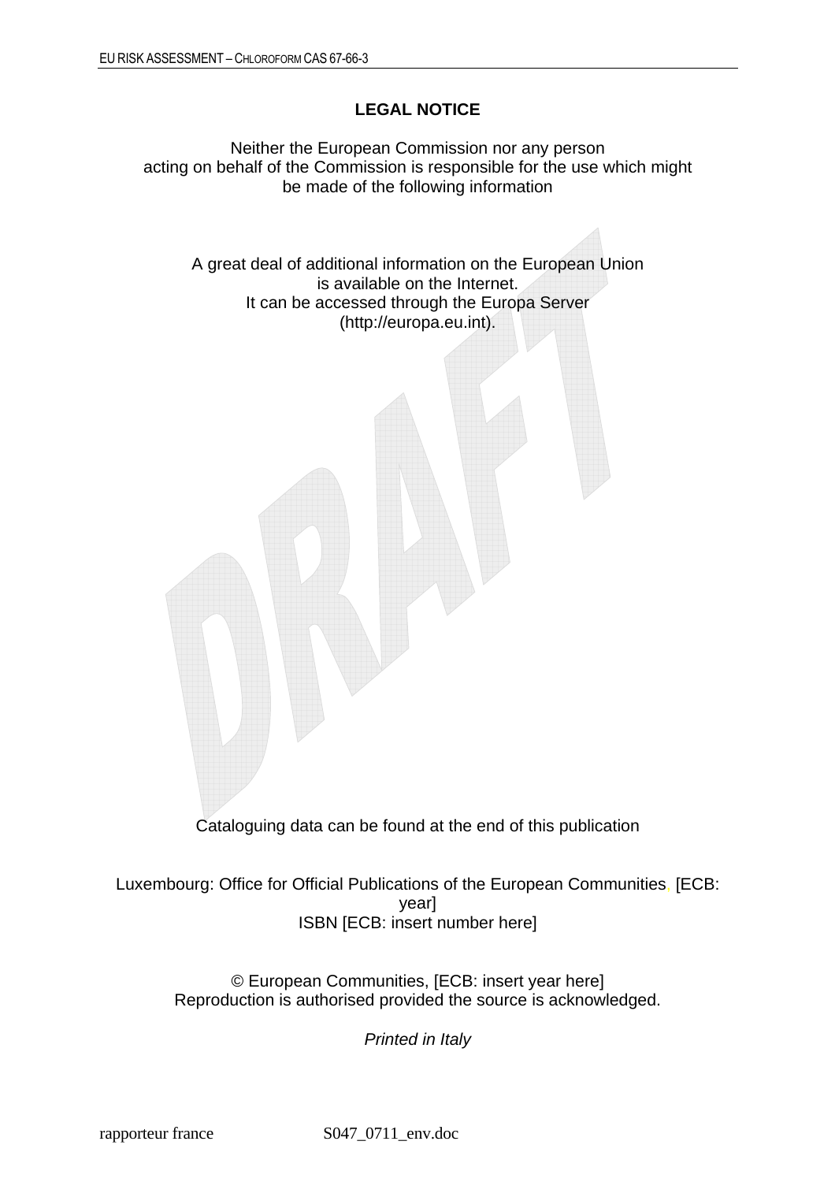**LEGAL NOTICE**

Neither the European Commission nor any person acting on behalf of the Commission is responsible for the use which might be made of the following information

A great deal of additional information on the European Union is available on the Internet. It can be accessed through the Europa Server (http://europa.eu.int).

Cataloguing data can be found at the end of this publication

Luxembourg: Office for Official Publications of the European Communities, [ECB: year]
ISBN [ECB: insert number here]

© European Communities, [ECB: insert year here]
Reproduction is authorised provided the source is acknowledged.

*Printed in Italy*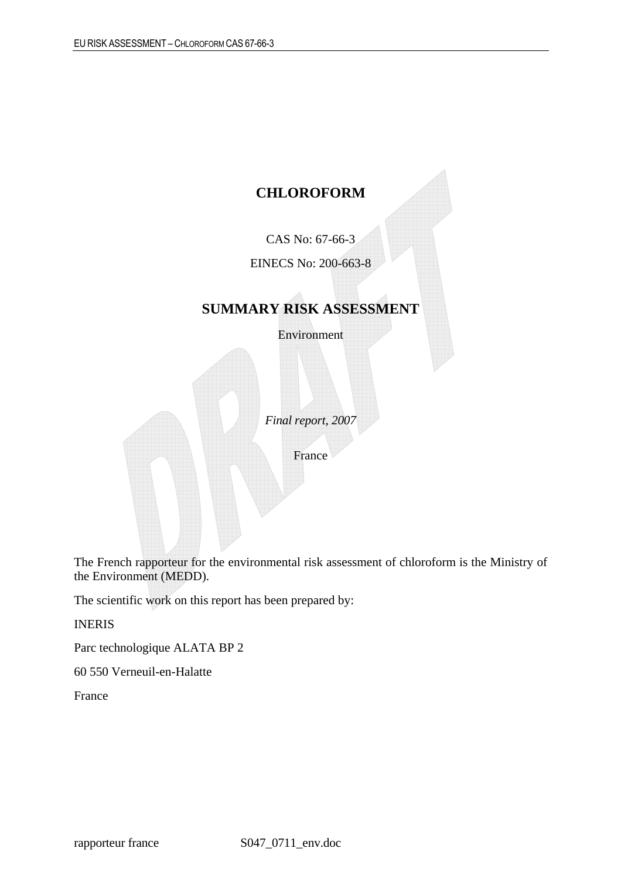# CHLOROFORM

CAS No: 67-66-3

EINECS No: 200-663-8

## SUMMARY RISK ASSESSMENT

Environment

*Final report, 2007*

France

The French rapporteur for the environmental risk assessment of chloroform is the Ministry of the Environment (MEDD).

The scientific work on this report has been prepared by:

INERIS

Parc technologique ALATA BP 2

60 550 Verneuil-en-Halatte

France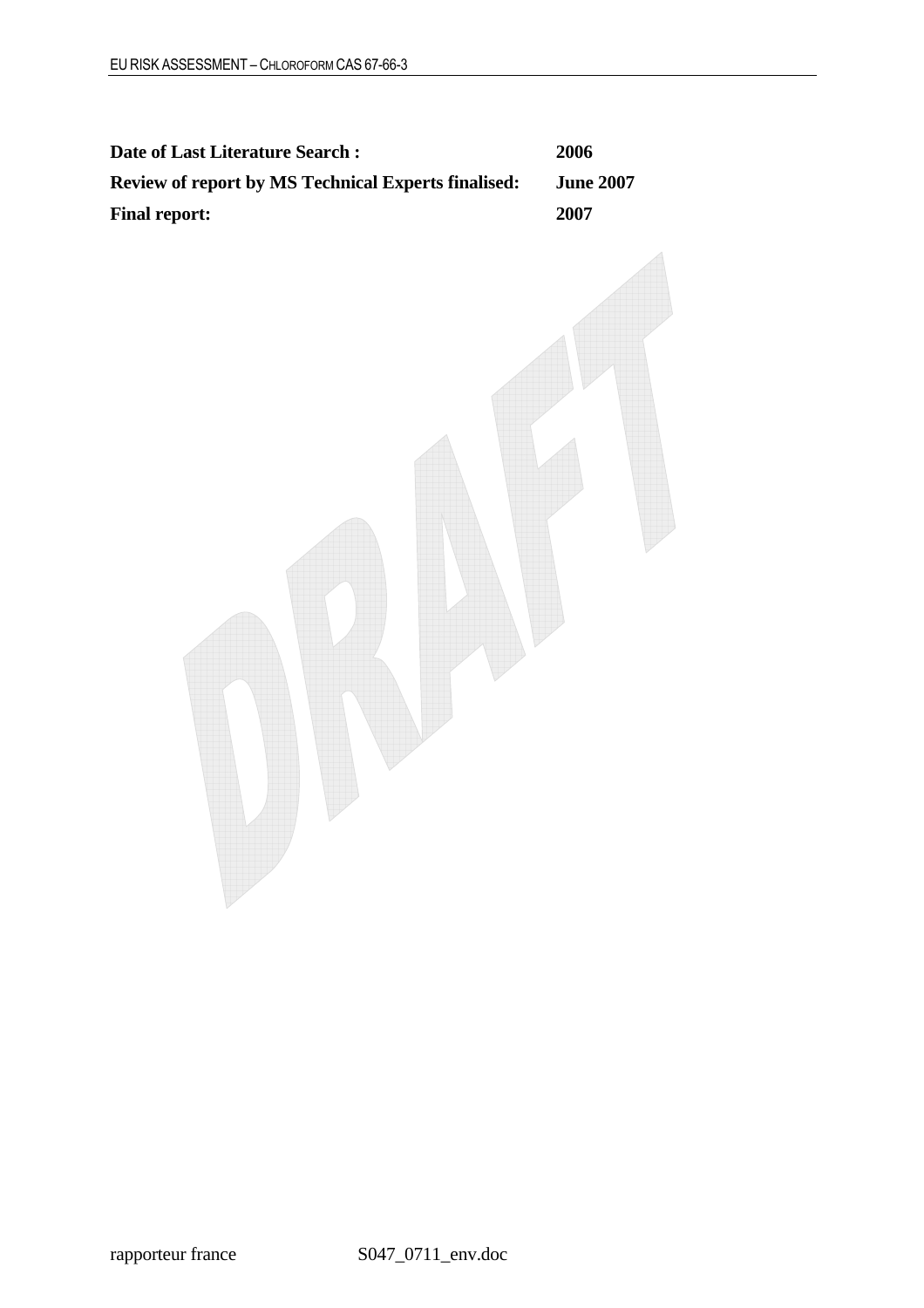| | |
|---|---|
| **Date of Last Literature Search :** | **2006** |
| **Review of report by MS Technical Experts finalised:** | **June 2007** |
| **Final report:** | **2007** |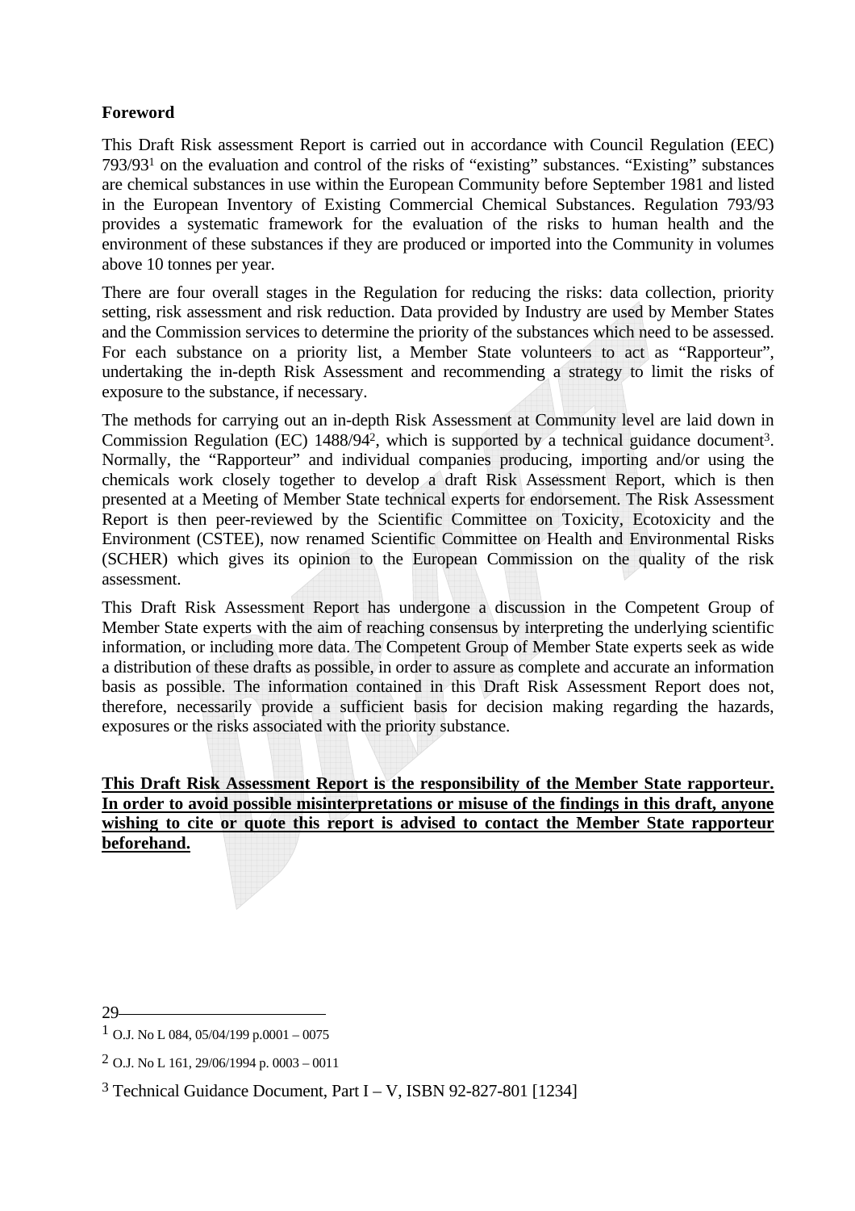**Foreword**

This Draft Risk assessment Report is carried out in accordance with Council Regulation (EEC) 793/93[1] on the evaluation and control of the risks of "existing" substances. "Existing" substances are chemical substances in use within the European Community before September 1981 and listed in the European Inventory of Existing Commercial Chemical Substances. Regulation 793/93 provides a systematic framework for the evaluation of the risks to human health and the environment of these substances if they are produced or imported into the Community in volumes above 10 tonnes per year.

There are four overall stages in the Regulation for reducing the risks: data collection, priority setting, risk assessment and risk reduction. Data provided by Industry are used by Member States and the Commission services to determine the priority of the substances which need to be assessed. For each substance on a priority list, a Member State volunteers to act as "Rapporteur", undertaking the in-depth Risk Assessment and recommending a strategy to limit the risks of exposure to the substance, if necessary.

The methods for carrying out an in-depth Risk Assessment at Community level are laid down in Commission Regulation (EC) 1488/94[2], which is supported by a technical guidance document[3]. Normally, the "Rapporteur" and individual companies producing, importing and/or using the chemicals work closely together to develop a draft Risk Assessment Report, which is then presented at a Meeting of Member State technical experts for endorsement. The Risk Assessment Report is then peer-reviewed by the Scientific Committee on Toxicity, Ecotoxicity and the Environment (CSTEE), now renamed Scientific Committee on Health and Environmental Risks (SCHER) which gives its opinion to the European Commission on the quality of the risk assessment.

This Draft Risk Assessment Report has undergone a discussion in the Competent Group of Member State experts with the aim of reaching consensus by interpreting the underlying scientific information, or including more data. The Competent Group of Member State experts seek as wide a distribution of these drafts as possible, in order to assure as complete and accurate an information basis as possible. The information contained in this Draft Risk Assessment Report does not, therefore, necessarily provide a sufficient basis for decision making regarding the hazards, exposures or the risks associated with the priority substance.

**This Draft Risk Assessment Report is the responsibility of the Member State rapporteur. In order to avoid possible misinterpretations or misuse of the findings in this draft, anyone wishing to cite or quote this report is advised to contact the Member State rapporteur beforehand.**

---

[1] O.J. No L 084, 05/04/199 p.0001 – 0075

[2] O.J. No L 161, 29/06/1994 p. 0003 – 0011

[3] Technical Guidance Document, Part I – V, ISBN 92-827-801 [1234]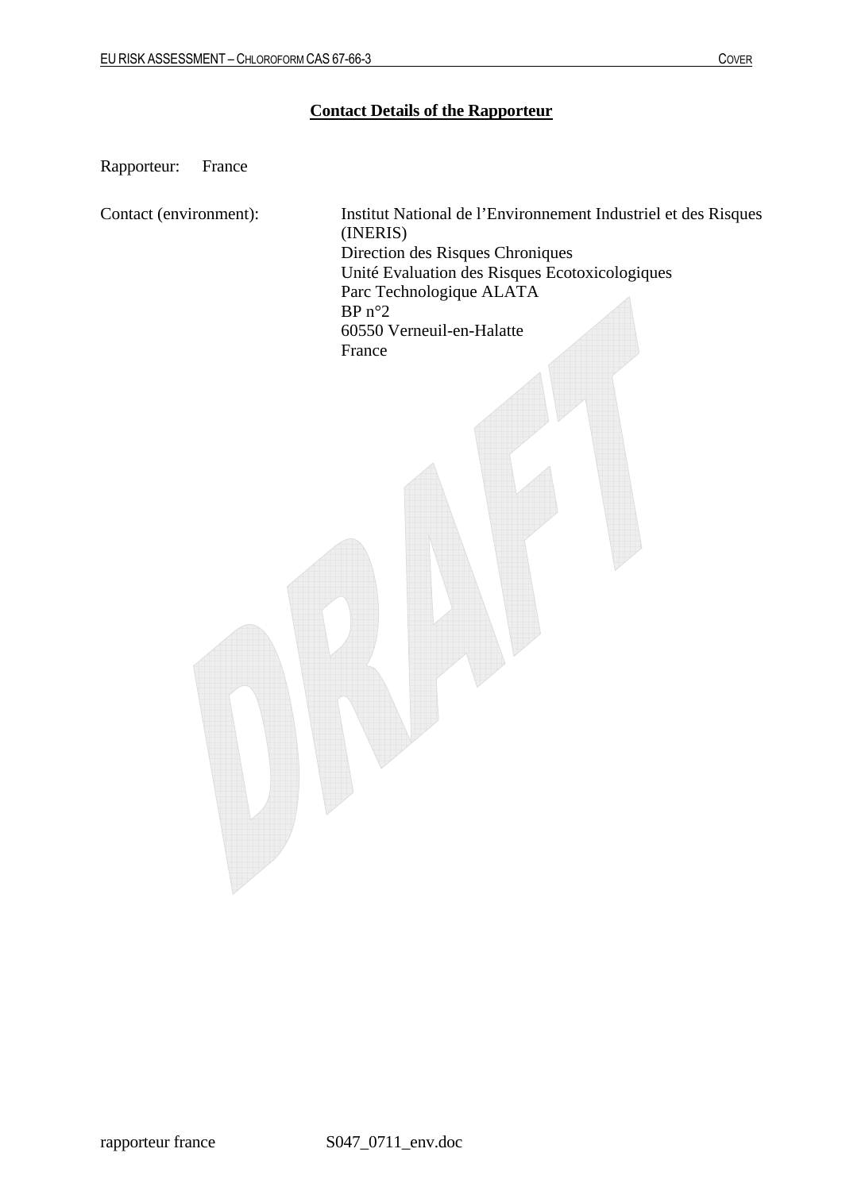## Contact Details of the Rapporteur

Rapporteur: France

Contact (environment): Institut National de l'Environnement Industriel et des Risques (INERIS)
Direction des Risques Chroniques
Unité Evaluation des Risques Ecotoxicologiques
Parc Technologique ALATA
BP n°2
60550 Verneuil-en-Halatte
France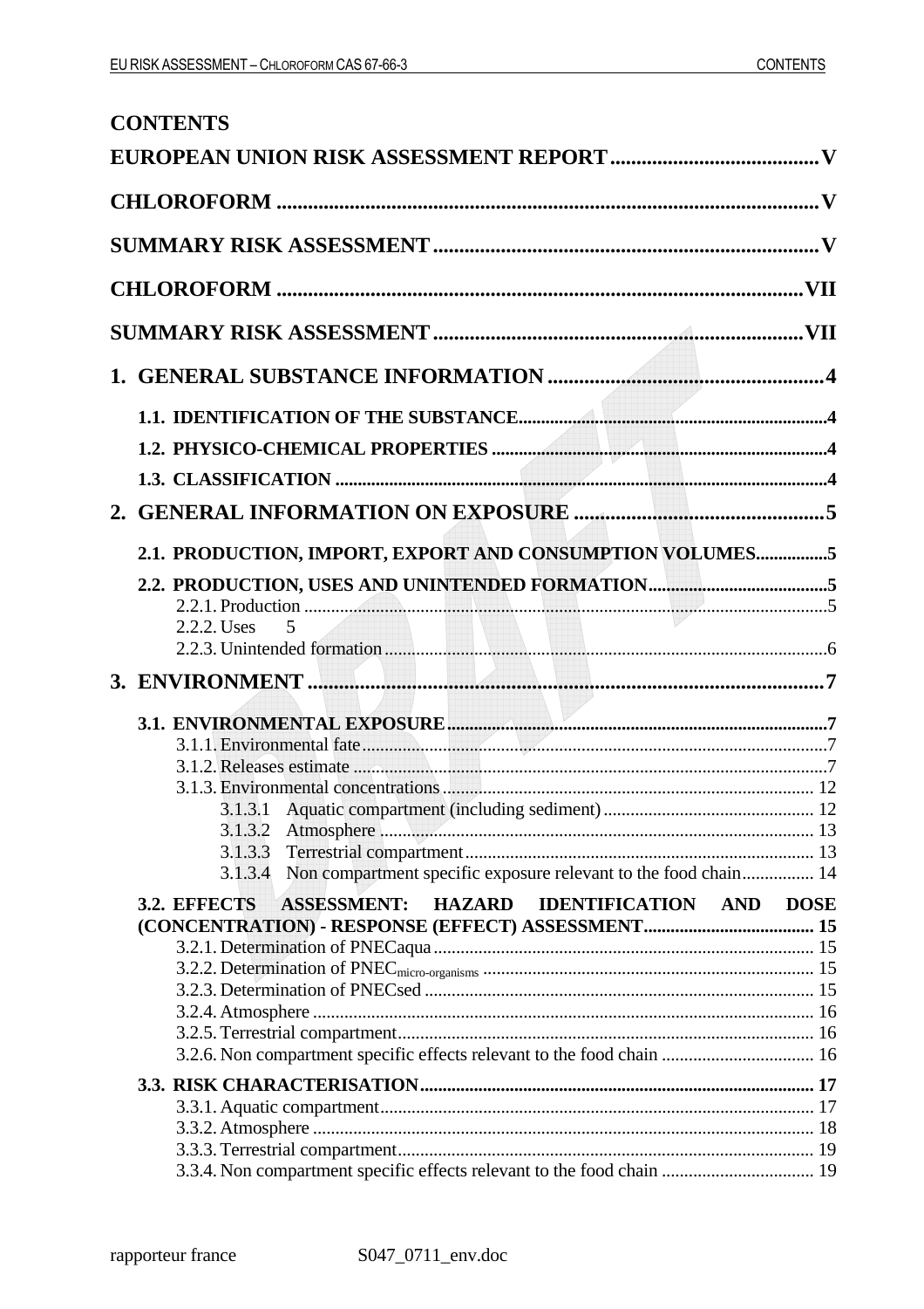# CONTENTS

EUROPEAN UNION RISK ASSESSMENT REPORT ....................................... V

CHLOROFORM ....................................................................................................... V

SUMMARY RISK ASSESSMENT ........................................................................ V

CHLOROFORM .................................................................................................... VII

SUMMARY RISK ASSESSMENT ...................................................................... VII

1. GENERAL SUBSTANCE INFORMATION .................................................... 4

- 1.1. IDENTIFICATION OF THE SUBSTANCE ........................................................................ 4
- 1.2. PHYSICO-CHEMICAL PROPERTIES ............................................................................. 4
- 1.3. CLASSIFICATION .............................................................................................................. 4

2. GENERAL INFORMATION ON EXPOSURE ................................................ 5

- 2.1. PRODUCTION, IMPORT, EXPORT AND CONSUMPTION VOLUMES ................ 5
- 2.2. PRODUCTION, USES AND UNINTENDED FORMATION ........................................ 5
  - 2.2.1. Production ........................................................................................................ 5
  - 2.2.2. Uses 5
  - 2.2.3. Unintended formation ..................................................................................... 6

3. ENVIRONMENT ................................................................................................. 7

- 3.1. ENVIRONMENTAL EXPOSURE ........................................................................................ 7
  - 3.1.1. Environmental fate ......................................................................................... 7
  - 3.1.2. Releases estimate ........................................................................................... 7
  - 3.1.3. Environmental concentrations ..................................................................... 12
    - 3.1.3.1 Aquatic compartment (including sediment) ............................................. 12
    - 3.1.3.2 Atmosphere ................................................................................................ 13
    - 3.1.3.3 Terrestrial compartment ............................................................................. 13
    - 3.1.3.4 Non compartment specific exposure relevant to the food chain ................ 14
- 3.2. EFFECTS ASSESSMENT: HAZARD IDENTIFICATION AND DOSE (CONCENTRATION) - RESPONSE (EFFECT) ASSESSMENT ....................................... 15
  - 3.2.1. Determination of PNECaqua ........................................................................ 15
  - 3.2.2. Determination of $PNEC_{micro\text{-}organisms}$ ........................................................... 15
  - 3.2.3. Determination of PNECsed .......................................................................... 15
  - 3.2.4. Atmosphere .................................................................................................... 16
  - 3.2.5. Terrestrial compartment ............................................................................... 16
  - 3.2.6. Non compartment specific effects relevant to the food chain .................. 16
- 3.3. RISK CHARACTERISATION ........................................................................................... 17
  - 3.3.1. Aquatic compartment .................................................................................... 17
  - 3.3.2. Atmosphere .................................................................................................... 18
  - 3.3.3. Terrestrial compartment ............................................................................... 19
  - 3.3.4. Non compartment specific effects relevant to the food chain .................. 19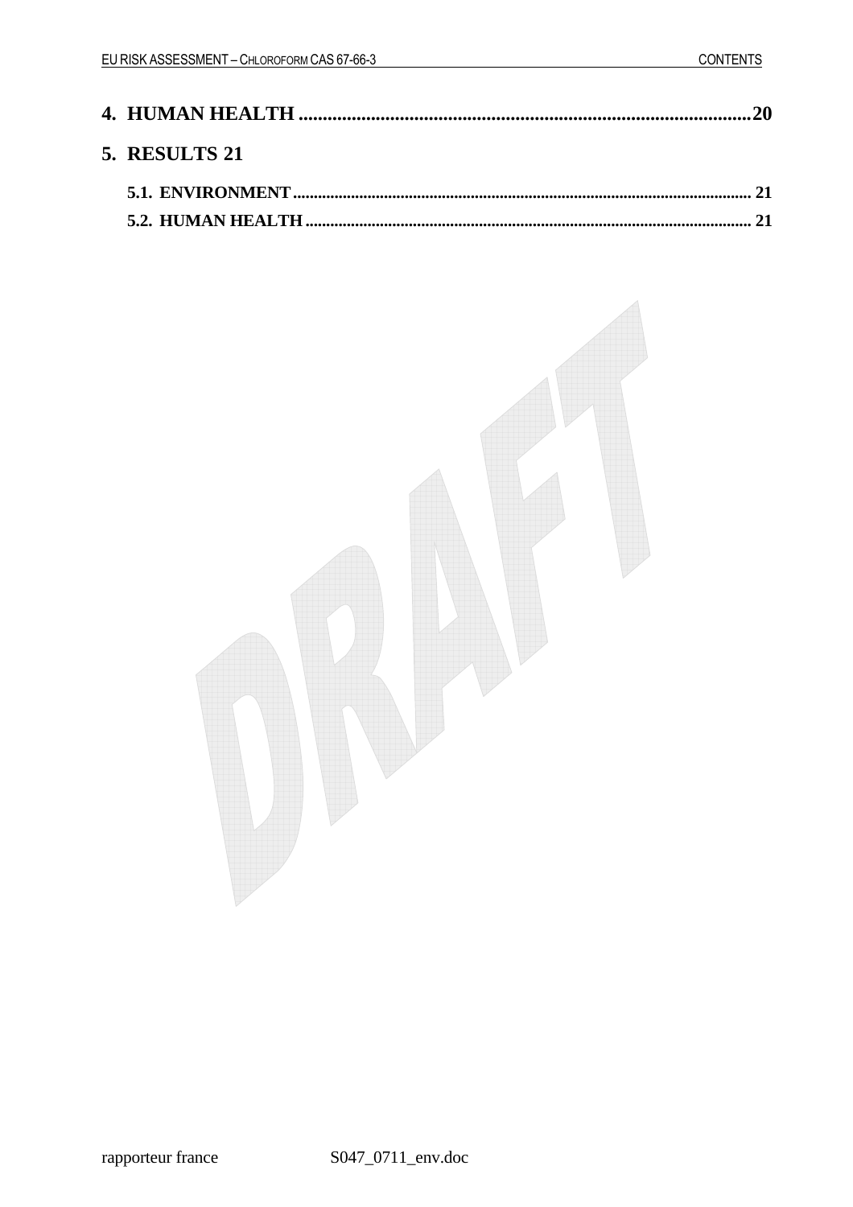**4. HUMAN HEALTH ..........................................................................................20**

**5. RESULTS 21**

**5.1. ENVIRONMENT.............................................................................................................. 21**

**5.2. HUMAN HEALTH........................................................................................................... 21**

rapporteur france S047_0711_env.doc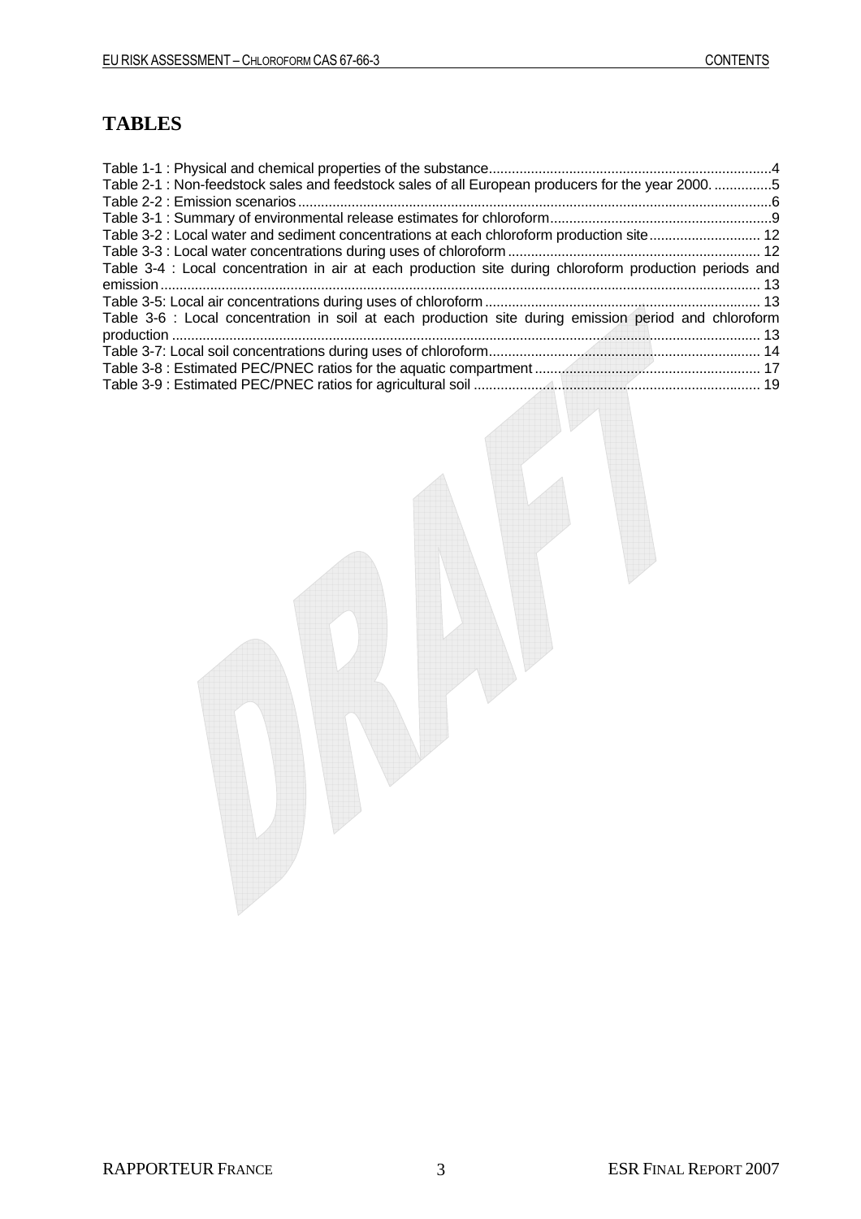# TABLES

Table 1-1 : Physical and chemical properties of the substance.........................................................................4
Table 2-1 : Non-feedstock sales and feedstock sales of all European producers for the year 2000. ...............5
Table 2-2 : Emission scenarios..........................................................................................................................6
Table 3-1 : Summary of environmental release estimates for chloroform.........................................................9
Table 3-2 : Local water and sediment concentrations at each chloroform production site............................ 12
Table 3-3 : Local water concentrations during uses of chloroform ................................................................ 12
Table 3-4 : Local concentration in air at each production site during chloroform production periods and emission........................................................................................................................................................... 13
Table 3-5: Local air concentrations during uses of chloroform ....................................................................... 13
Table 3-6 : Local concentration in soil at each production site during emission period and chloroform production ...................................................................................................................................................... 13
Table 3-7: Local soil concentrations during uses of chloroform...................................................................... 14
Table 3-8 : Estimated PEC/PNEC ratios for the aquatic compartment ........................................................... 17
Table 3-9 : Estimated PEC/PNEC ratios for agricultural soil .......................................................................... 19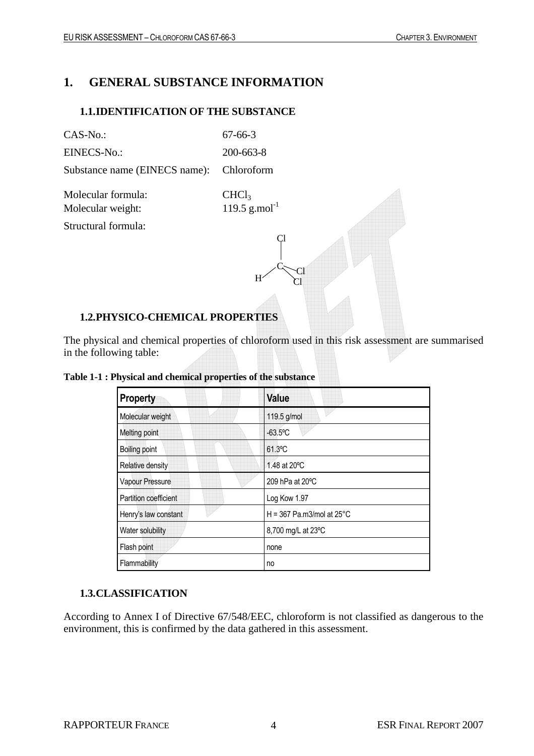# 1. GENERAL SUBSTANCE INFORMATION

## 1.1. IDENTIFICATION OF THE SUBSTANCE

CAS-No.: 67-66-3

EINECS-No.: 200-663-8

Substance name (EINECS name): Chloroform

Molecular formula: $CHCl_3$

Molecular weight: 119.5 $g.mol^{-1}$

Structural formula:

```
        Cl
        |
        C—Cl
       / \
      H   Cl
```

## 1.2. PHYSICO-CHEMICAL PROPERTIES

The physical and chemical properties of chloroform used in this risk assessment are summarised in the following table:

**Table 1-1 : Physical and chemical properties of the substance**

| Property | Value |
|---|---|
| Molecular weight | 119.5 g/mol |
| Melting point | -63.5ºC |
| Boiling point | 61.3ºC |
| Relative density | 1.48 at 20ºC |
| Vapour Pressure | 209 hPa at 20ºC |
| Partition coefficient | Log Kow 1.97 |
| Henry's law constant | H = 367 Pa.m3/mol at 25°C |
| Water solubility | 8,700 mg/L at 23ºC |
| Flash point | none |
| Flammability | no |

## 1.3. CLASSIFICATION

According to Annex I of Directive 67/548/EEC, chloroform is not classified as dangerous to the environment, this is confirmed by the data gathered in this assessment.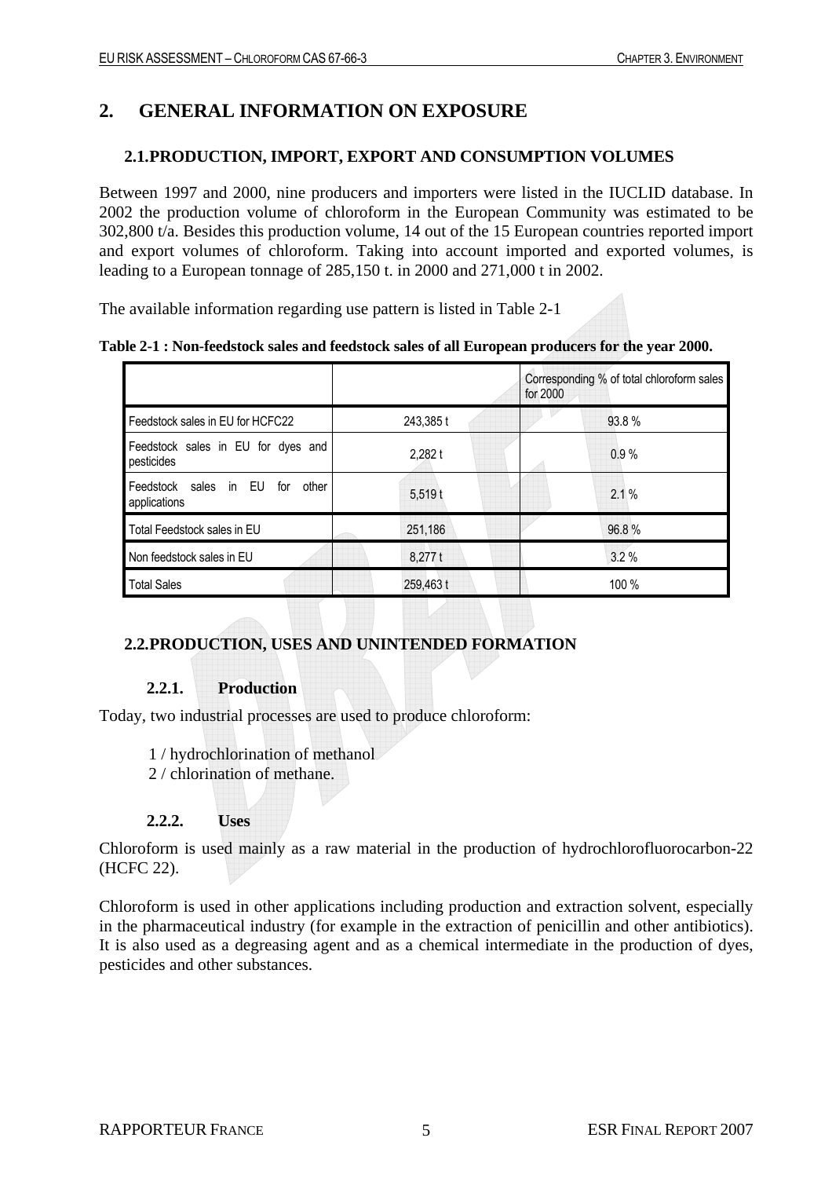## 2. GENERAL INFORMATION ON EXPOSURE

### 2.1. PRODUCTION, IMPORT, EXPORT AND CONSUMPTION VOLUMES

Between 1997 and 2000, nine producers and importers were listed in the IUCLID database. In 2002 the production volume of chloroform in the European Community was estimated to be 302,800 t/a. Besides this production volume, 14 out of the 15 European countries reported import and export volumes of chloroform. Taking into account imported and exported volumes, is leading to a European tonnage of 285,150 t. in 2000 and 271,000 t in 2002.

The available information regarding use pattern is listed in Table 2-1

**Table 2-1 : Non-feedstock sales and feedstock sales of all European producers for the year 2000.**

| | | Corresponding % of total chloroform sales for 2000 |
|---|---|---|
| Feedstock sales in EU for HCFC22 | 243,385 t | 93.8 % |
| Feedstock sales in EU for dyes and pesticides | 2,282 t | 0.9 % |
| Feedstock sales in EU for other applications | 5,519 t | 2.1 % |
| Total Feedstock sales in EU | 251,186 | 96.8 % |
| Non feedstock sales in EU | 8,277 t | 3.2 % |
| Total Sales | 259,463 t | 100 % |

### 2.2. PRODUCTION, USES AND UNINTENDED FORMATION

#### 2.2.1. Production

Today, two industrial processes are used to produce chloroform:

1 / hydrochlorination of methanol
2 / chlorination of methane.

#### 2.2.2. Uses

Chloroform is used mainly as a raw material in the production of hydrochlorofluorocarbon-22 (HCFC 22).

Chloroform is used in other applications including production and extraction solvent, especially in the pharmaceutical industry (for example in the extraction of penicillin and other antibiotics). It is also used as a degreasing agent and as a chemical intermediate in the production of dyes, pesticides and other substances.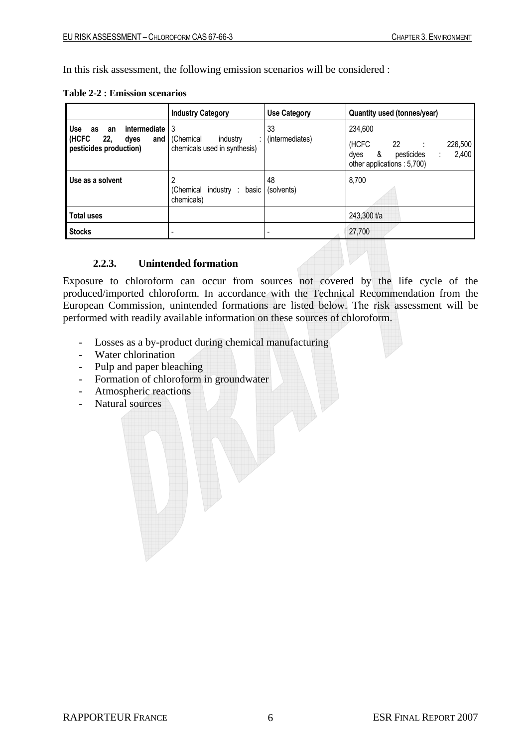In this risk assessment, the following emission scenarios will be considered :

**Table 2-2 : Emission scenarios**

| | Industry Category | Use Category | Quantity used (tonnes/year) |
|---|---|---|---|
| **Use as an intermediate (HCFC 22, dyes and pesticides production)** | 3 (Chemical industry : chemicals used in synthesis) | 33 (intermediates) | 234,600<br>(HCFC 22 : 226,500<br>dyes & pesticides : 2,400<br>other applications : 5,700) |
| **Use as a solvent** | 2 (Chemical industry : basic chemicals) | 48 (solvents) | 8,700 |
| **Total uses** | | | 243,300 t/a |
| **Stocks** | - | - | 27,700 |

### 2.2.3. Unintended formation

Exposure to chloroform can occur from sources not covered by the life cycle of the produced/imported chloroform. In accordance with the Technical Recommendation from the European Commission, unintended formations are listed below. The risk assessment will be performed with readily available information on these sources of chloroform.

- Losses as a by-product during chemical manufacturing
- Water chlorination
- Pulp and paper bleaching
- Formation of chloroform in groundwater
- Atmospheric reactions
- Natural sources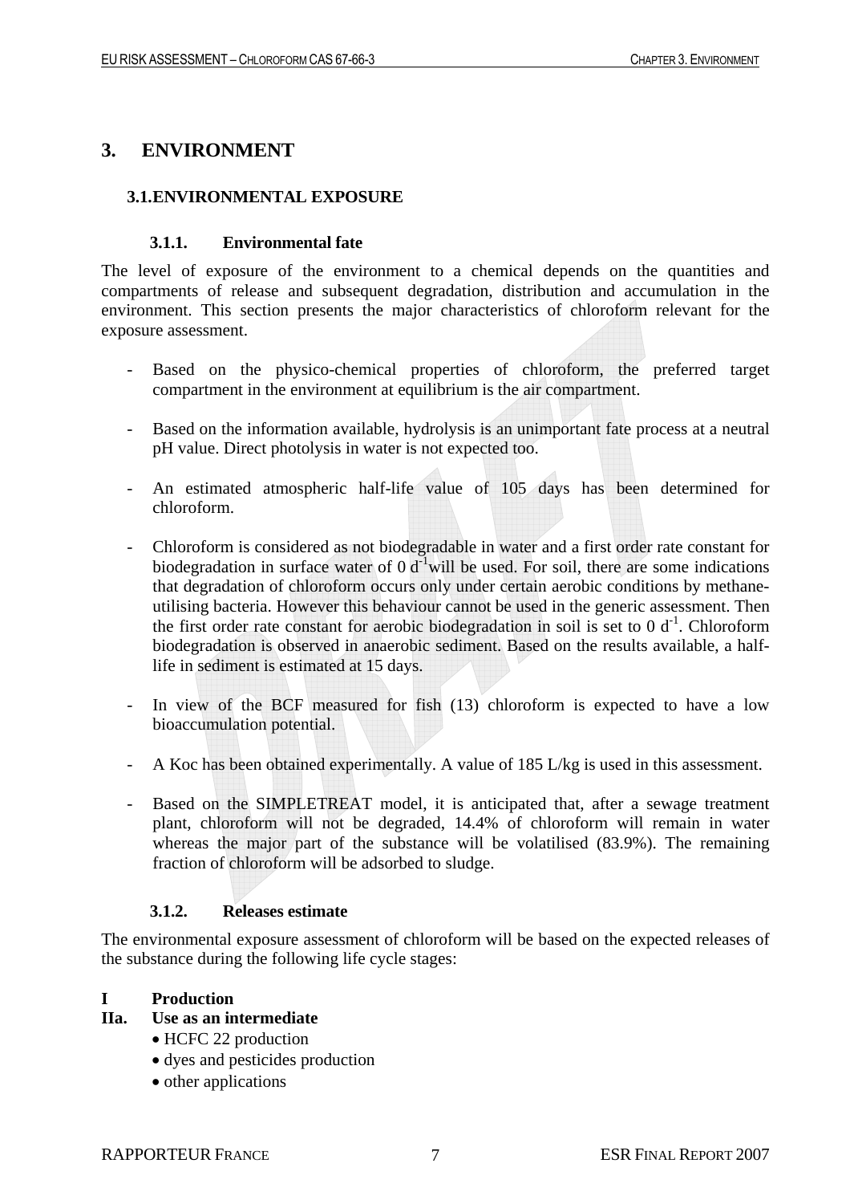# 3. ENVIRONMENT

## 3.1. ENVIRONMENTAL EXPOSURE

### 3.1.1. Environmental fate

The level of exposure of the environment to a chemical depends on the quantities and compartments of release and subsequent degradation, distribution and accumulation in the environment. This section presents the major characteristics of chloroform relevant for the exposure assessment.

- Based on the physico-chemical properties of chloroform, the preferred target compartment in the environment at equilibrium is the air compartment.

- Based on the information available, hydrolysis is an unimportant fate process at a neutral pH value. Direct photolysis in water is not expected too.

- An estimated atmospheric half-life value of 105 days has been determined for chloroform.

- Chloroform is considered as not biodegradable in water and a first order rate constant for biodegradation in surface water of 0 $d^{-1}$ will be used. For soil, there are some indications that degradation of chloroform occurs only under certain aerobic conditions by methane-utilising bacteria. However this behaviour cannot be used in the generic assessment. Then the first order rate constant for aerobic biodegradation in soil is set to 0 $d^{-1}$. Chloroform biodegradation is observed in anaerobic sediment. Based on the results available, a half-life in sediment is estimated at 15 days.

- In view of the BCF measured for fish (13) chloroform is expected to have a low bioaccumulation potential.

- A Koc has been obtained experimentally. A value of 185 L/kg is used in this assessment.

- Based on the SIMPLETREAT model, it is anticipated that, after a sewage treatment plant, chloroform will not be degraded, 14.4% of chloroform will remain in water whereas the major part of the substance will be volatilised (83.9%). The remaining fraction of chloroform will be adsorbed to sludge.

### 3.1.2. Releases estimate

The environmental exposure assessment of chloroform will be based on the expected releases of the substance during the following life cycle stages:

**I Production**

**IIa. Use as an intermediate**

- HCFC 22 production
- dyes and pesticides production
- other applications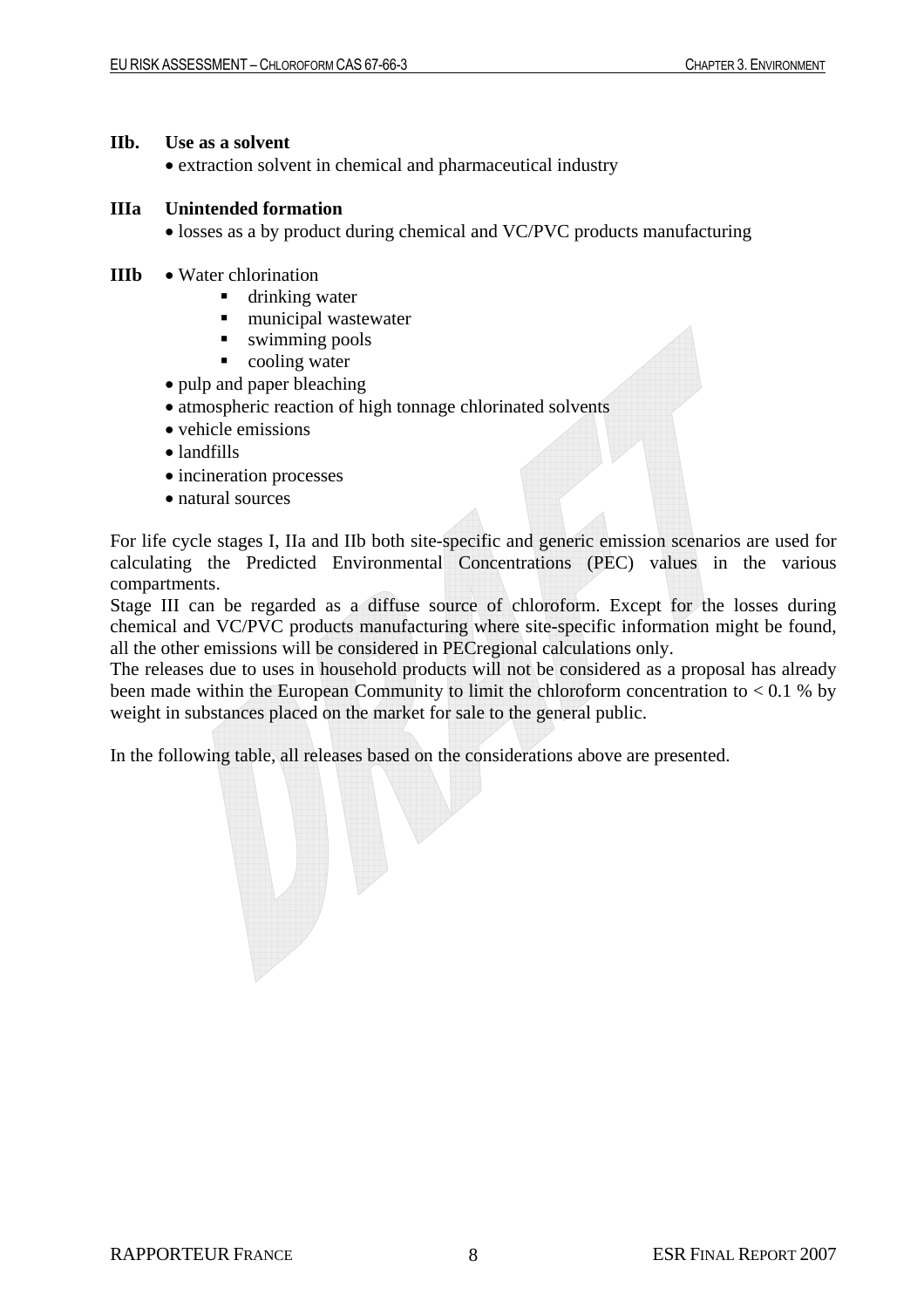**IIb. Use as a solvent**

- extraction solvent in chemical and pharmaceutical industry

**IIIa Unintended formation**

- losses as a by product during chemical and VC/PVC products manufacturing

**IIIb**

- Water chlorination
  - drinking water
  - municipal wastewater
  - swimming pools
  - cooling water
- pulp and paper bleaching
- atmospheric reaction of high tonnage chlorinated solvents
- vehicle emissions
- landfills
- incineration processes
- natural sources

For life cycle stages I, IIa and IIb both site-specific and generic emission scenarios are used for calculating the Predicted Environmental Concentrations (PEC) values in the various compartments.

Stage III can be regarded as a diffuse source of chloroform. Except for the losses during chemical and VC/PVC products manufacturing where site-specific information might be found, all the other emissions will be considered in PECregional calculations only.

The releases due to uses in household products will not be considered as a proposal has already been made within the European Community to limit the chloroform concentration to < 0.1 % by weight in substances placed on the market for sale to the general public.

In the following table, all releases based on the considerations above are presented.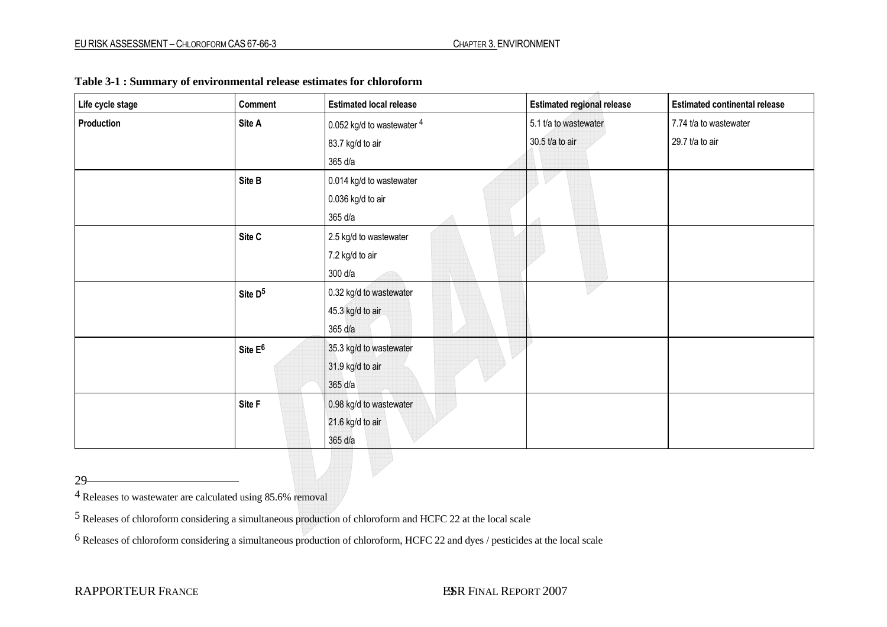**Table 3-1 : Summary of environmental release estimates for chloroform**

| Life cycle stage | Comment | Estimated local release | Estimated regional release | Estimated continental release |
|---|---|---|---|---|
| **Production** | **Site A** | 0.052 kg/d to wastewater [4]<br>83.7 kg/d to air<br>365 d/a | 5.1 t/a to wastewater<br>30.5 t/a to air | 7.74 t/a to wastewater<br>29.7 t/a to air |
| | **Site B** | 0.014 kg/d to wastewater<br>0.036 kg/d to air<br>365 d/a | | |
| | **Site C** | 2.5 kg/d to wastewater<br>7.2 kg/d to air<br>300 d/a | | |
| | **Site D**[5] | 0.32 kg/d to wastewater<br>45.3 kg/d to air<br>365 d/a | | |
| | **Site E**[6] | 35.3 kg/d to wastewater<br>31.9 kg/d to air<br>365 d/a | | |
| | **Site F** | 0.98 kg/d to wastewater<br>21.6 kg/d to air<br>365 d/a | | |

[4] Releases to wastewater are calculated using 85.6% removal

[5] Releases of chloroform considering a simultaneous production of chloroform and HCFC 22 at the local scale

[6] Releases of chloroform considering a simultaneous production of chloroform, HCFC 22 and dyes / pesticides at the local scale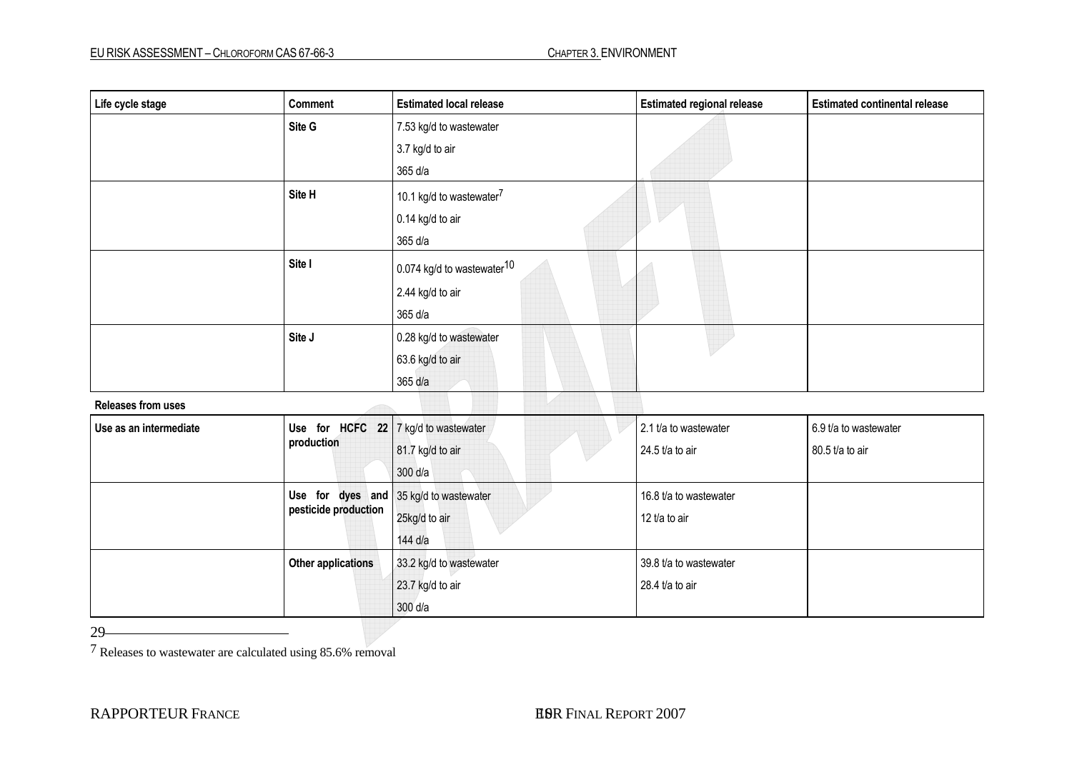| Life cycle stage | Comment | Estimated local release | Estimated regional release | Estimated continental release |
|---|---|---|---|---|
| | **Site G** | 7.53 kg/d to wastewater<br>3.7 kg/d to air<br>365 d/a | | |
| | **Site H** | 10.1 kg/d to wastewater[7]<br>0.14 kg/d to air<br>365 d/a | | |
| | **Site I** | 0.074 kg/d to wastewater[10]<br>2.44 kg/d to air<br>365 d/a | | |
| | **Site J** | 0.28 kg/d to wastewater<br>63.6 kg/d to air<br>365 d/a | | |
| **Releases from uses** | | | | |
| **Use as an intermediate** | **Use for HCFC 22 production** | 7 kg/d to wastewater<br>81.7 kg/d to air<br>300 d/a | 2.1 t/a to wastewater<br>24.5 t/a to air | 6.9 t/a to wastewater<br>80.5 t/a to air |
| | **Use for dyes and pesticide production** | 35 kg/d to wastewater<br>25kg/d to air<br>144 d/a | 16.8 t/a to wastewater<br>12 t/a to air | |
| | **Other applications** | 33.2 kg/d to wastewater<br>23.7 kg/d to air<br>300 d/a | 39.8 t/a to wastewater<br>28.4 t/a to air | |

[7] Releases to wastewater are calculated using 85.6% removal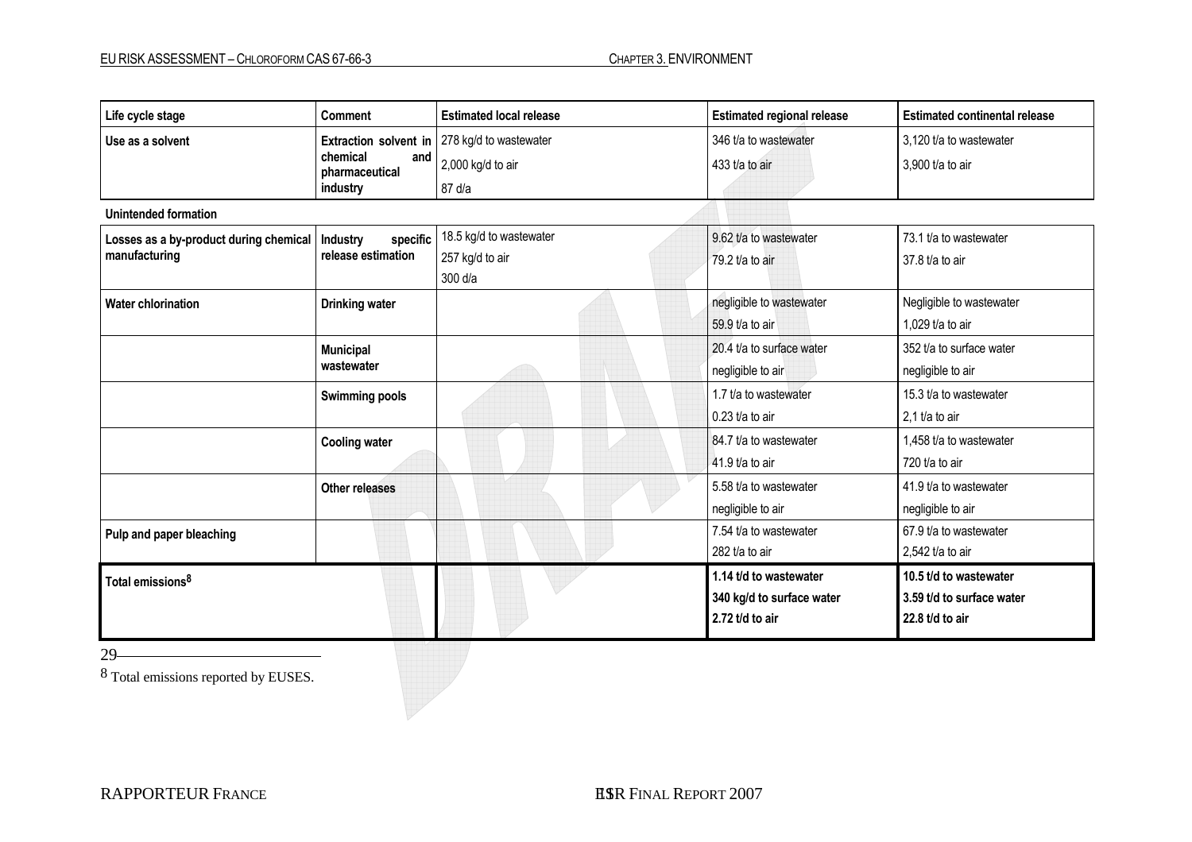| Life cycle stage | Comment | Estimated local release | Estimated regional release | Estimated continental release |
|---|---|---|---|---|
| **Use as a solvent** | **Extraction solvent in chemical and pharmaceutical industry** | 278 kg/d to wastewater<br>2,000 kg/d to air<br>87 d/a | 346 t/a to wastewater<br>433 t/a to air | 3,120 t/a to wastewater<br>3,900 t/a to air |
| **Unintended formation** | | | | |
| **Losses as a by-product during chemical manufacturing** | **Industry specific release estimation** | 18.5 kg/d to wastewater<br>257 kg/d to air<br>300 d/a | 9.62 t/a to wastewater<br>79.2 t/a to air | 73.1 t/a to wastewater<br>37.8 t/a to air |
| **Water chlorination** | **Drinking water** | | negligible to wastewater<br>59.9 t/a to air | Negligible to wastewater<br>1,029 t/a to air |
| | **Municipal wastewater** | | 20.4 t/a to surface water<br>negligible to air | 352 t/a to surface water<br>negligible to air |
| | **Swimming pools** | | 1.7 t/a to wastewater<br>0.23 t/a to air | 15.3 t/a to wastewater<br>2,1 t/a to air |
| | **Cooling water** | | 84.7 t/a to wastewater<br>41.9 t/a to air | 1,458 t/a to wastewater<br>720 t/a to air |
| | **Other releases** | | 5.58 t/a to wastewater<br>negligible to air | 41.9 t/a to wastewater<br>negligible to air |
| **Pulp and paper bleaching** | | | 7.54 t/a to wastewater<br>282 t/a to air | 67.9 t/a to wastewater<br>2,542 t/a to air |
| **Total emissions[8]** | | | **1.14 t/d to wastewater**<br>**340 kg/d to surface water**<br>**2.72 t/d to air** | **10.5 t/d to wastewater**<br>**3.59 t/d to surface water**<br>**22.8 t/d to air** |

[8] Total emissions reported by EUSES.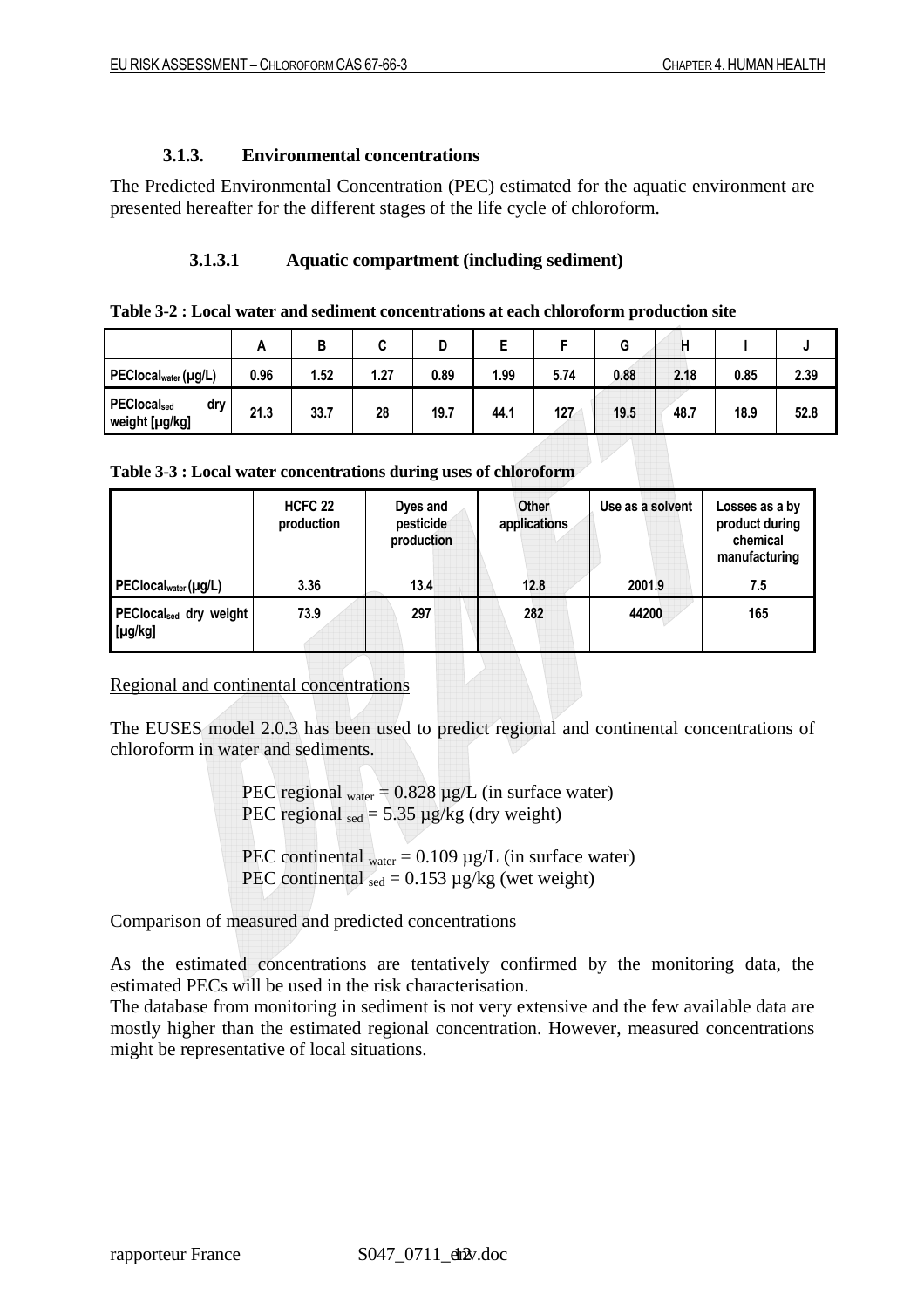### 3.1.3. Environmental concentrations

The Predicted Environmental Concentration (PEC) estimated for the aquatic environment are presented hereafter for the different stages of the life cycle of chloroform.

#### 3.1.3.1 Aquatic compartment (including sediment)

**Table 3-2 : Local water and sediment concentrations at each chloroform production site**

| | A | B | C | D | E | F | G | H | I | J |
|---|---|---|---|---|---|---|---|---|---|---|
| $PEClocal_{water}$ (µg/L) | 0.96 | 1.52 | 1.27 | 0.89 | 1.99 | 5.74 | 0.88 | 2.18 | 0.85 | 2.39 |
| $PEClocal_{sed}$ dry weight [µg/kg] | 21.3 | 33.7 | 28 | 19.7 | 44.1 | 127 | 19.5 | 48.7 | 18.9 | 52.8 |

**Table 3-3 : Local water concentrations during uses of chloroform**

| | HCFC 22 production | Dyes and pesticide production | Other applications | Use as a solvent | Losses as a by product during chemical manufacturing |
|---|---|---|---|---|---|
| $PEClocal_{water}$ (µg/L) | 3.36 | 13.4 | 12.8 | 2001.9 | 7.5 |
| $PEClocal_{sed}$ dry weight [µg/kg] | 73.9 | 297 | 282 | 44200 | 165 |

Regional and continental concentrations

The EUSES model 2.0.3 has been used to predict regional and continental concentrations of chloroform in water and sediments.

$PEC\ regional_{water}$ = 0.828 µg/L (in surface water)
$PEC\ regional_{sed}$ = 5.35 µg/kg (dry weight)

$PEC\ continental_{water}$ = 0.109 µg/L (in surface water)
$PEC\ continental_{sed}$ = 0.153 µg/kg (wet weight)

Comparison of measured and predicted concentrations

As the estimated concentrations are tentatively confirmed by the monitoring data, the estimated PECs will be used in the risk characterisation.
The database from monitoring in sediment is not very extensive and the few available data are mostly higher than the estimated regional concentration. However, measured concentrations might be representative of local situations.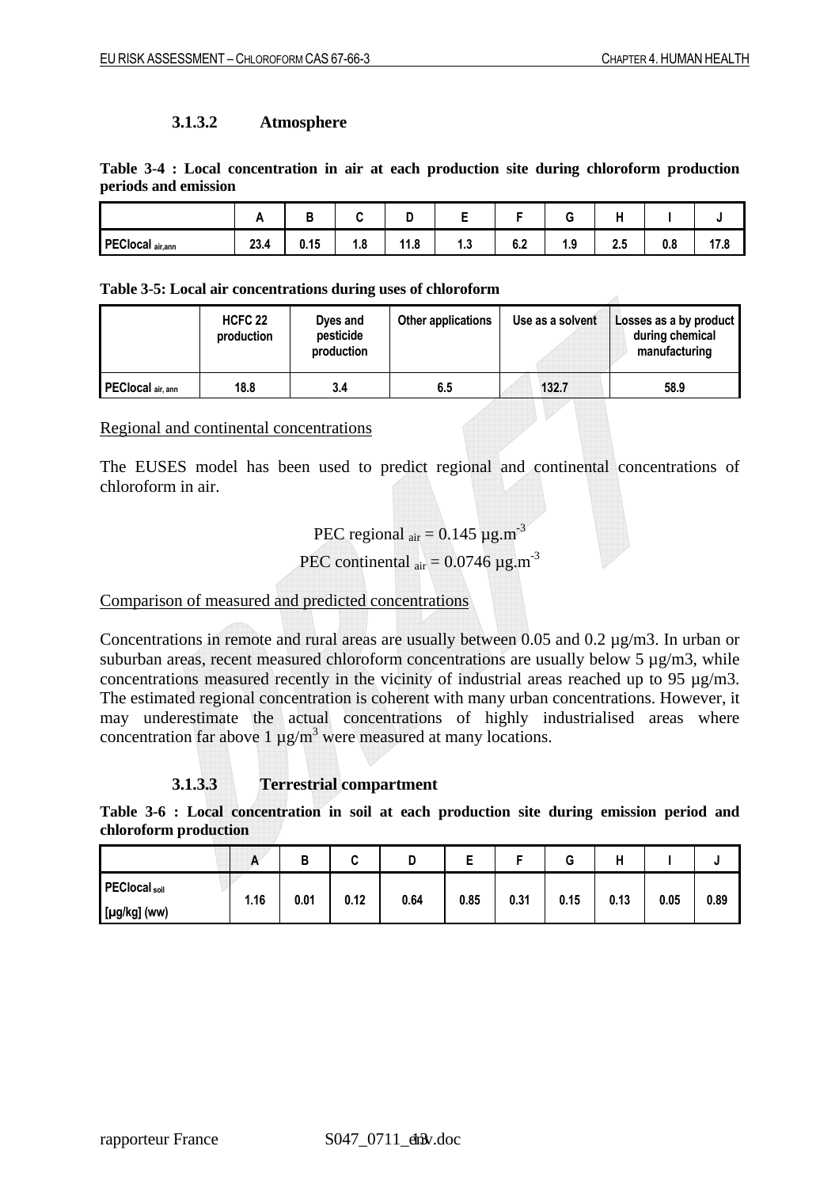### 3.1.3.2 Atmosphere

**Table 3-4 : Local concentration in air at each production site during chloroform production periods and emission**

| | A | B | C | D | E | F | G | H | I | J |
|---|---|---|---|---|---|---|---|---|---|---|
| **PEClocal $_{air,ann}$** | 23.4 | 0.15 | 1.8 | 11.8 | 1.3 | 6.2 | 1.9 | 2.5 | 0.8 | 17.8 |

**Table 3-5: Local air concentrations during uses of chloroform**

| | HCFC 22 production | Dyes and pesticide production | Other applications | Use as a solvent | Losses as a by product during chemical manufacturing |
|---|---|---|---|---|---|
| **PEClocal $_{air,\ ann}$** | 18.8 | 3.4 | 6.5 | 132.7 | 58.9 |

Regional and continental concentrations

The EUSES model has been used to predict regional and continental concentrations of chloroform in air.

$$\text{PEC regional}_{\text{air}} = 0.145\ \mu\text{g.m}^{-3}$$

$$\text{PEC continental}_{\text{air}} = 0.0746\ \mu\text{g.m}^{-3}$$

Comparison of measured and predicted concentrations

Concentrations in remote and rural areas are usually between 0.05 and 0.2 µg/m3. In urban or suburban areas, recent measured chloroform concentrations are usually below 5 µg/m3, while concentrations measured recently in the vicinity of industrial areas reached up to 95 µg/m3. The estimated regional concentration is coherent with many urban concentrations. However, it may underestimate the actual concentrations of highly industrialised areas where concentration far above 1 µg/m$^3$ were measured at many locations.

### 3.1.3.3 Terrestrial compartment

**Table 3-6 : Local concentration in soil at each production site during emission period and chloroform production**

| | A | B | C | D | E | F | G | H | I | J |
|---|---|---|---|---|---|---|---|---|---|---|
| **PEClocal $_{soil}$ [µg/kg] (ww)** | 1.16 | 0.01 | 0.12 | 0.64 | 0.85 | 0.31 | 0.15 | 0.13 | 0.05 | 0.89 |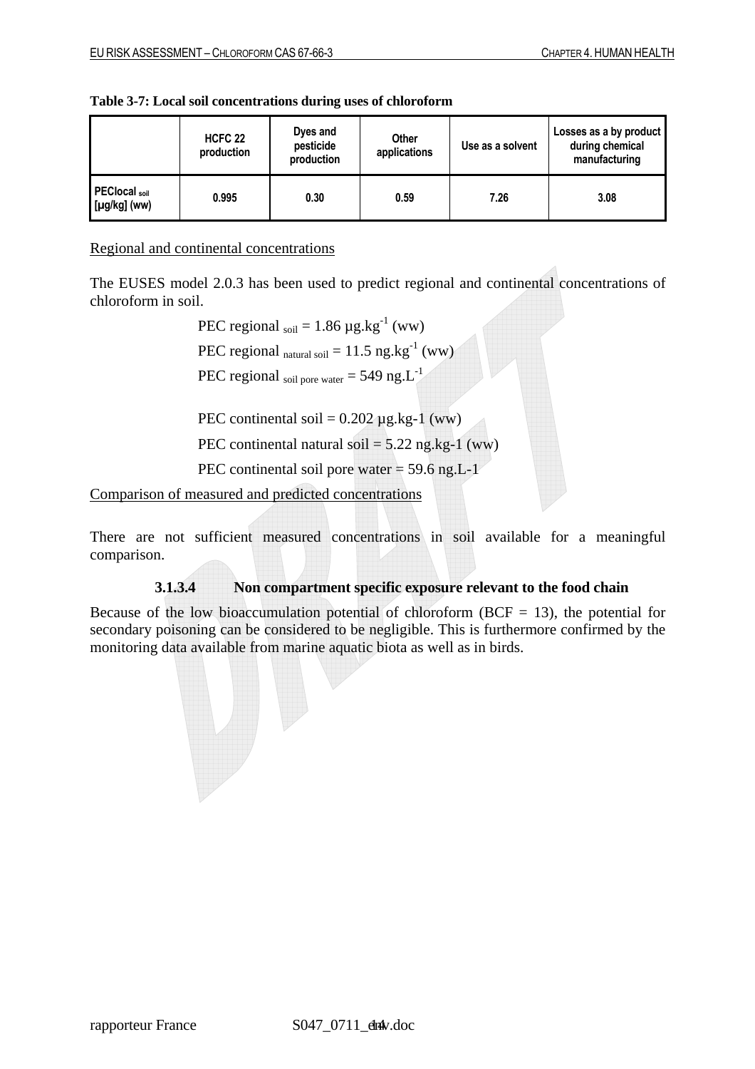**Table 3-7: Local soil concentrations during uses of chloroform**

| | HCFC 22 production | Dyes and pesticide production | Other applications | Use as a solvent | Losses as a by product during chemical manufacturing |
|---|---|---|---|---|---|
| $PEClocal_{soil}$ [µg/kg] (ww) | 0.995 | 0.30 | 0.59 | 7.26 | 3.08 |

Regional and continental concentrations

The EUSES model 2.0.3 has been used to predict regional and continental concentrations of chloroform in soil.

PEC regional $_{soil}$ = 1.86 µg.kg$^{-1}$ (ww)

PEC regional $_{natural\ soil}$ = 11.5 ng.kg$^{-1}$ (ww)

PEC regional $_{soil\ pore\ water}$ = 549 ng.L$^{-1}$

PEC continental soil = 0.202 µg.kg-1 (ww)

PEC continental natural soil = 5.22 ng.kg-1 (ww)

PEC continental soil pore water = 59.6 ng.L-1

Comparison of measured and predicted concentrations

There are not sufficient measured concentrations in soil available for a meaningful comparison.

#### 3.1.3.4 Non compartment specific exposure relevant to the food chain

Because of the low bioaccumulation potential of chloroform (BCF = 13), the potential for secondary poisoning can be considered to be negligible. This is furthermore confirmed by the monitoring data available from marine aquatic biota as well as in birds.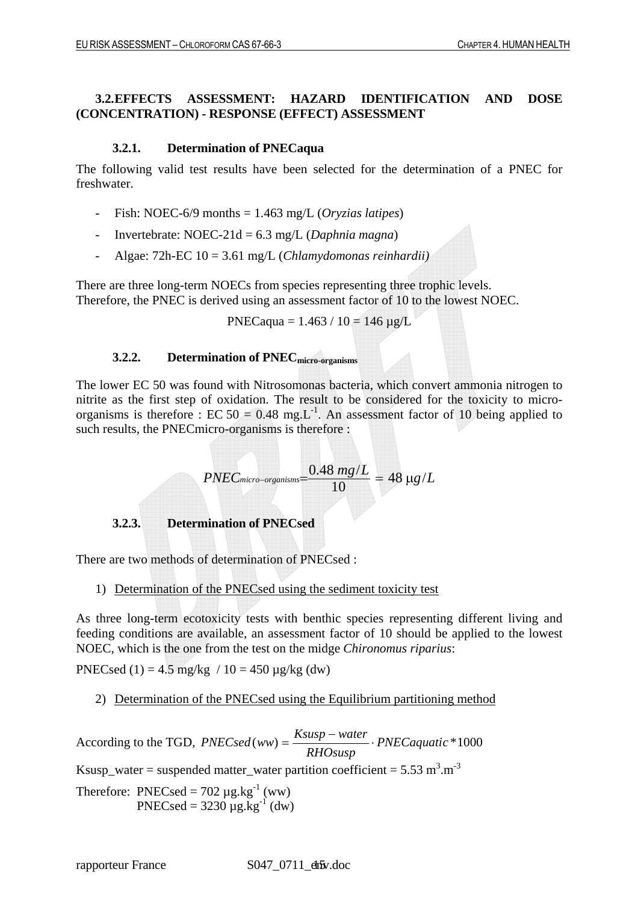### 3.2. EFFECTS ASSESSMENT: HAZARD IDENTIFICATION AND DOSE (CONCENTRATION) - RESPONSE (EFFECT) ASSESSMENT

#### 3.2.1. Determination of PNECaqua

The following valid test results have been selected for the determination of a PNEC for freshwater.

- Fish: NOEC-6/9 months = 1.463 mg/L (*Oryzias latipes*)
- Invertebrate: NOEC-21d = 6.3 mg/L (*Daphnia magna*)
- Algae: 72h-EC 10 = 3.61 mg/L (*Chlamydomonas reinhardii)*

There are three long-term NOECs from species representing three trophic levels.
Therefore, the PNEC is derived using an assessment factor of 10 to the lowest NOEC.

PNECaqua = 1.463 / 10 = 146 µg/L

#### 3.2.2. Determination of $PNEC_{micro-organisms}$

The lower EC 50 was found with Nitrosomonas bacteria, which convert ammonia nitrogen to nitrite as the first step of oxidation. The result to be considered for the toxicity to micro-organisms is therefore : EC 50 = 0.48 $mg.L^{-1}$. An assessment factor of 10 being applied to such results, the PNECmicro-organisms is therefore :

$$PNEC_{micro-organisms} = \frac{0.48\ mg/L}{10} = 48\ \mu g/L$$

#### 3.2.3. Determination of PNECsed

There are two methods of determination of PNECsed :

1) Determination of the PNECsed using the sediment toxicity test

As three long-term ecotoxicity tests with benthic species representing different living and feeding conditions are available, an assessment factor of 10 should be applied to the lowest NOEC, which is the one from the test on the midge *Chironomus riparius*:

PNECsed (1) = 4.5 mg/kg / 10 = 450 µg/kg (dw)

2) Determination of the PNECsed using the Equilibrium partitioning method

According to the TGD, $PNECsed(ww) = \frac{Ksusp - water}{RHOsusp} \cdot PNECaquatic * 1000$

Ksusp_water = suspended matter_water partition coefficient = 5.53 $m^3.m^{-3}$

Therefore: PNECsed = 702 $µg.kg^{-1}$ (ww)
PNECsed = 3230 $µg.kg^{-1}$ (dw)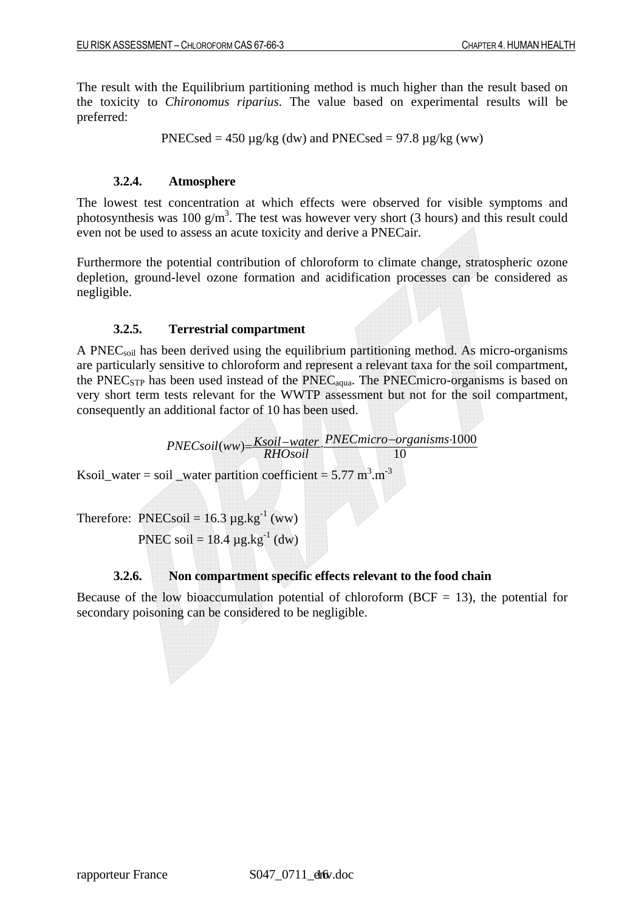The result with the Equilibrium partitioning method is much higher than the result based on the toxicity to *Chironomus riparius*. The value based on experimental results will be preferred:

PNECsed = 450 µg/kg (dw) and PNECsed = 97.8 µg/kg (ww)

### 3.2.4. Atmosphere

The lowest test concentration at which effects were observed for visible symptoms and photosynthesis was 100 g/m$^3$. The test was however very short (3 hours) and this result could even not be used to assess an acute toxicity and derive a PNECair.

Furthermore the potential contribution of chloroform to climate change, stratospheric ozone depletion, ground-level ozone formation and acidification processes can be considered as negligible.

### 3.2.5. Terrestrial compartment

A $PNEC_{soil}$ has been derived using the equilibrium partitioning method. As micro-organisms are particularly sensitive to chloroform and represent a relevant taxa for the soil compartment, the $PNEC_{STP}$ has been used instead of the $PNEC_{aqua}$. The PNECmicro-organisms is based on very short term tests relevant for the WWTP assessment but not for the soil compartment, consequently an additional factor of 10 has been used.

$$PNECsoil(ww) = \frac{Ksoil-water}{RHOsoil} \cdot \frac{PNECmicro-organisms \cdot 1000}{10}$$

Ksoil_water = soil _water partition coefficient = 5.77 m$^3$.m$^{-3}$

Therefore: PNECsoil = 16.3 µg.kg$^{-1}$ (ww)

PNEC soil = 18.4 µg.kg$^{-1}$ (dw)

### 3.2.6. Non compartment specific effects relevant to the food chain

Because of the low bioaccumulation potential of chloroform (BCF = 13), the potential for secondary poisoning can be considered to be negligible.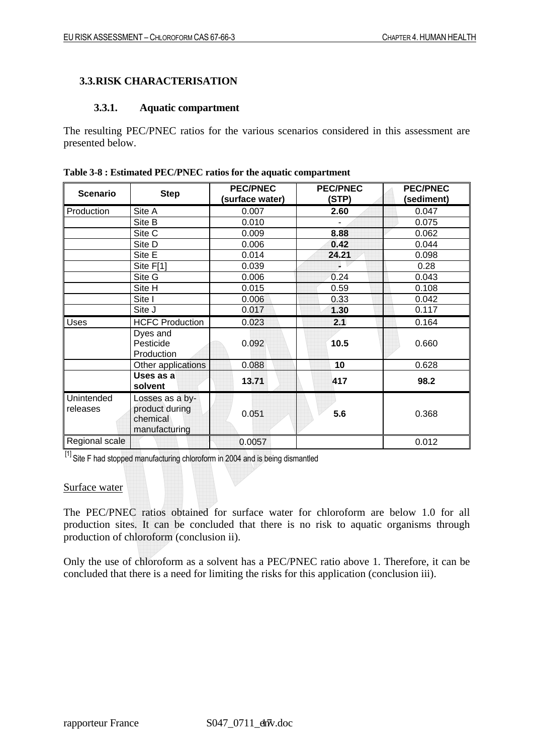## 3.3. RISK CHARACTERISATION

### 3.3.1. Aquatic compartment

The resulting PEC/PNEC ratios for the various scenarios considered in this assessment are presented below.

**Table 3-8 : Estimated PEC/PNEC ratios for the aquatic compartment**

| Scenario | Step | PEC/PNEC (surface water) | PEC/PNEC (STP) | PEC/PNEC (sediment) |
|---|---|---|---|---|
| Production | Site A | 0.007 | **2.60** | 0.047 |
| | Site B | 0.010 | - | 0.075 |
| | Site C | 0.009 | **8.88** | 0.062 |
| | Site D | 0.006 | **0.42** | 0.044 |
| | Site E | 0.014 | **24.21** | 0.098 |
| | Site F[1] | 0.039 | **-** | 0.28 |
| | Site G | 0.006 | 0.24 | 0.043 |
| | Site H | 0.015 | 0.59 | 0.108 |
| | Site I | 0.006 | 0.33 | 0.042 |
| | Site J | 0.017 | **1.30** | 0.117 |
| Uses | HCFC Production | 0.023 | **2.1** | 0.164 |
| | Dyes and Pesticide Production | 0.092 | **10.5** | 0.660 |
| | Other applications | 0.088 | **10** | 0.628 |
| | **Uses as a solvent** | **13.71** | **417** | **98.2** |
| Unintended releases | Losses as a by-product during chemical manufacturing | 0.051 | **5.6** | 0.368 |
| Regional scale | | 0.0057 | | 0.012 |

[1] Site F had stopped manufacturing chloroform in 2004 and is being dismantled

Surface water

The PEC/PNEC ratios obtained for surface water for chloroform are below 1.0 for all production sites. It can be concluded that there is no risk to aquatic organisms through production of chloroform (conclusion ii).

Only the use of chloroform as a solvent has a PEC/PNEC ratio above 1. Therefore, it can be concluded that there is a need for limiting the risks for this application (conclusion iii).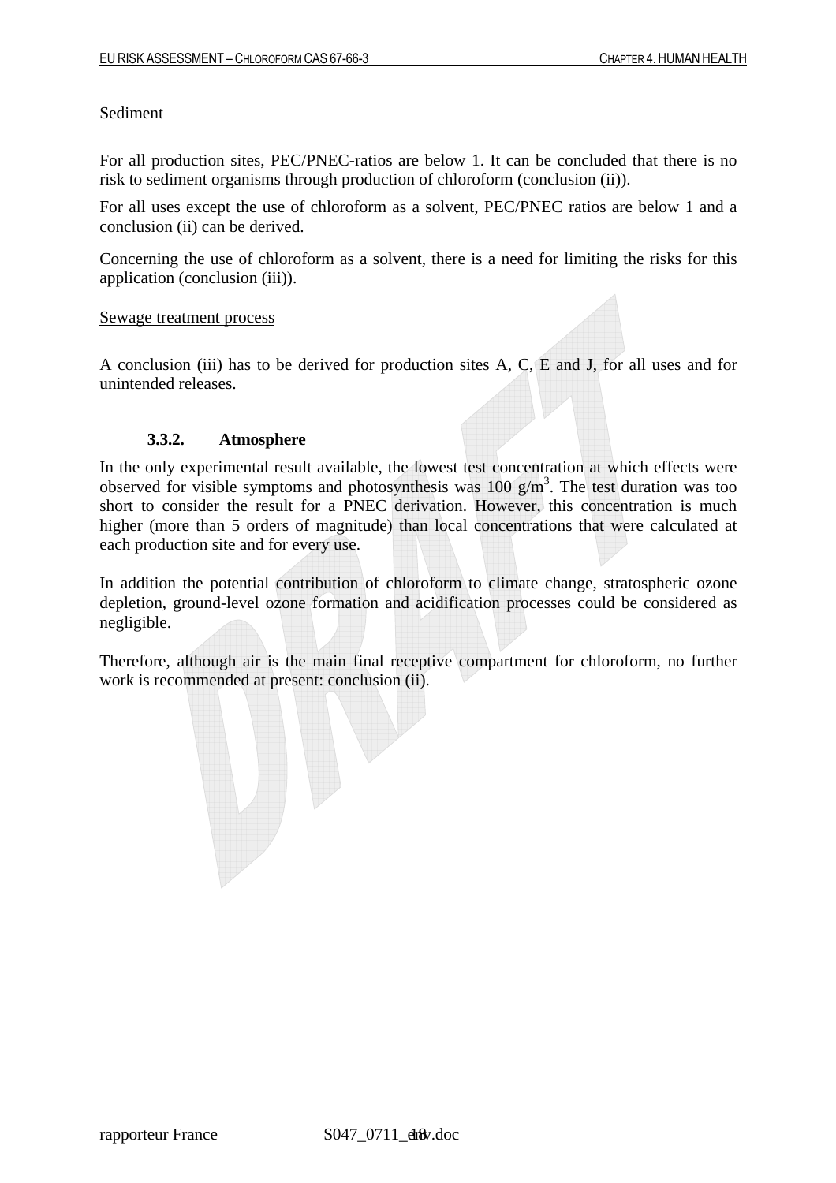Sediment

For all production sites, PEC/PNEC-ratios are below 1. It can be concluded that there is no risk to sediment organisms through production of chloroform (conclusion (ii)).

For all uses except the use of chloroform as a solvent, PEC/PNEC ratios are below 1 and a conclusion (ii) can be derived.

Concerning the use of chloroform as a solvent, there is a need for limiting the risks for this application (conclusion (iii)).

Sewage treatment process

A conclusion (iii) has to be derived for production sites A, C, E and J, for all uses and for unintended releases.

### 3.3.2. Atmosphere

In the only experimental result available, the lowest test concentration at which effects were observed for visible symptoms and photosynthesis was 100 $g/m^3$. The test duration was too short to consider the result for a PNEC derivation. However, this concentration is much higher (more than 5 orders of magnitude) than local concentrations that were calculated at each production site and for every use.

In addition the potential contribution of chloroform to climate change, stratospheric ozone depletion, ground-level ozone formation and acidification processes could be considered as negligible.

Therefore, although air is the main final receptive compartment for chloroform, no further work is recommended at present: conclusion (ii).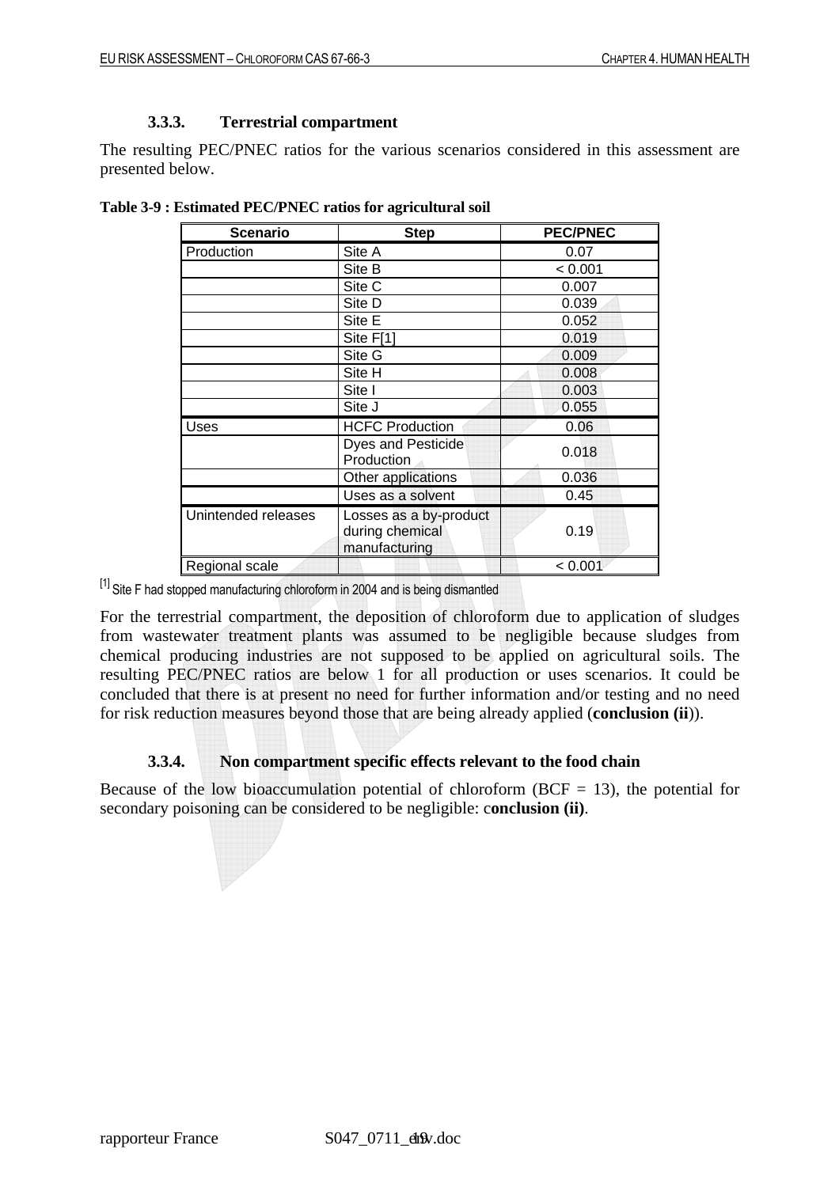### 3.3.3. Terrestrial compartment

The resulting PEC/PNEC ratios for the various scenarios considered in this assessment are presented below.

**Table 3-9 : Estimated PEC/PNEC ratios for agricultural soil**

| Scenario | Step | PEC/PNEC |
|---|---|---|
| Production | Site A | 0.07 |
| | Site B | < 0.001 |
| | Site C | 0.007 |
| | Site D | 0.039 |
| | Site E | 0.052 |
| | Site F[1] | 0.019 |
| | Site G | 0.009 |
| | Site H | 0.008 |
| | Site I | 0.003 |
| | Site J | 0.055 |
| Uses | HCFC Production | 0.06 |
| | Dyes and Pesticide Production | 0.018 |
| | Other applications | 0.036 |
| | Uses as a solvent | 0.45 |
| Unintended releases | Losses as a by-product during chemical manufacturing | 0.19 |
| Regional scale | | < 0.001 |

[1] Site F had stopped manufacturing chloroform in 2004 and is being dismantled

For the terrestrial compartment, the deposition of chloroform due to application of sludges from wastewater treatment plants was assumed to be negligible because sludges from chemical producing industries are not supposed to be applied on agricultural soils. The resulting PEC/PNEC ratios are below 1 for all production or uses scenarios. It could be concluded that there is at present no need for further information and/or testing and no need for risk reduction measures beyond those that are being already applied (**conclusion (ii**)).

### 3.3.4. Non compartment specific effects relevant to the food chain

Because of the low bioaccumulation potential of chloroform (BCF = 13), the potential for secondary poisoning can be considered to be negligible: c**onclusion (ii)**.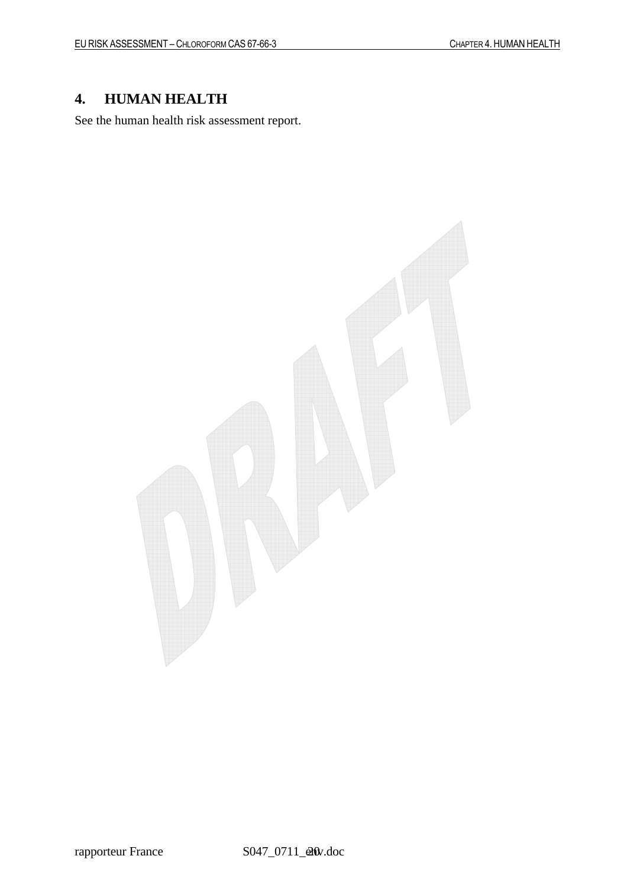# 4. HUMAN HEALTH

See the human health risk assessment report.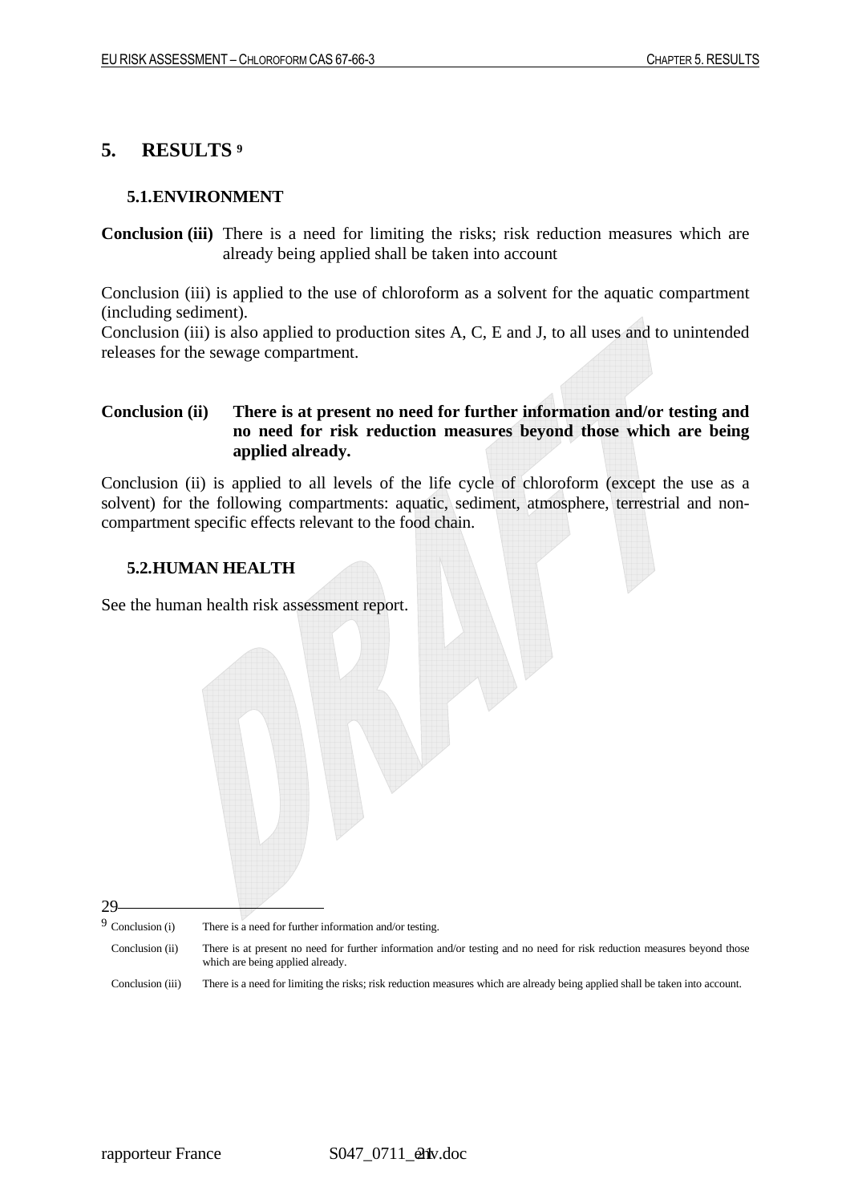# 5. RESULTS [9]

## 5.1. ENVIRONMENT

**Conclusion (iii)** There is a need for limiting the risks; risk reduction measures which are already being applied shall be taken into account

Conclusion (iii) is applied to the use of chloroform as a solvent for the aquatic compartment (including sediment).
Conclusion (iii) is also applied to production sites A, C, E and J, to all uses and to unintended releases for the sewage compartment.

**Conclusion (ii) There is at present no need for further information and/or testing and no need for risk reduction measures beyond those which are being applied already.**

Conclusion (ii) is applied to all levels of the life cycle of chloroform (except the use as a solvent) for the following compartments: aquatic, sediment, atmosphere, terrestrial and non-compartment specific effects relevant to the food chain.

## 5.2. HUMAN HEALTH

See the human health risk assessment report.

---

[9] Conclusion (i) There is a need for further information and/or testing.

Conclusion (ii) There is at present no need for further information and/or testing and no need for risk reduction measures beyond those which are being applied already.

Conclusion (iii) There is a need for limiting the risks; risk reduction measures which are already being applied shall be taken into account.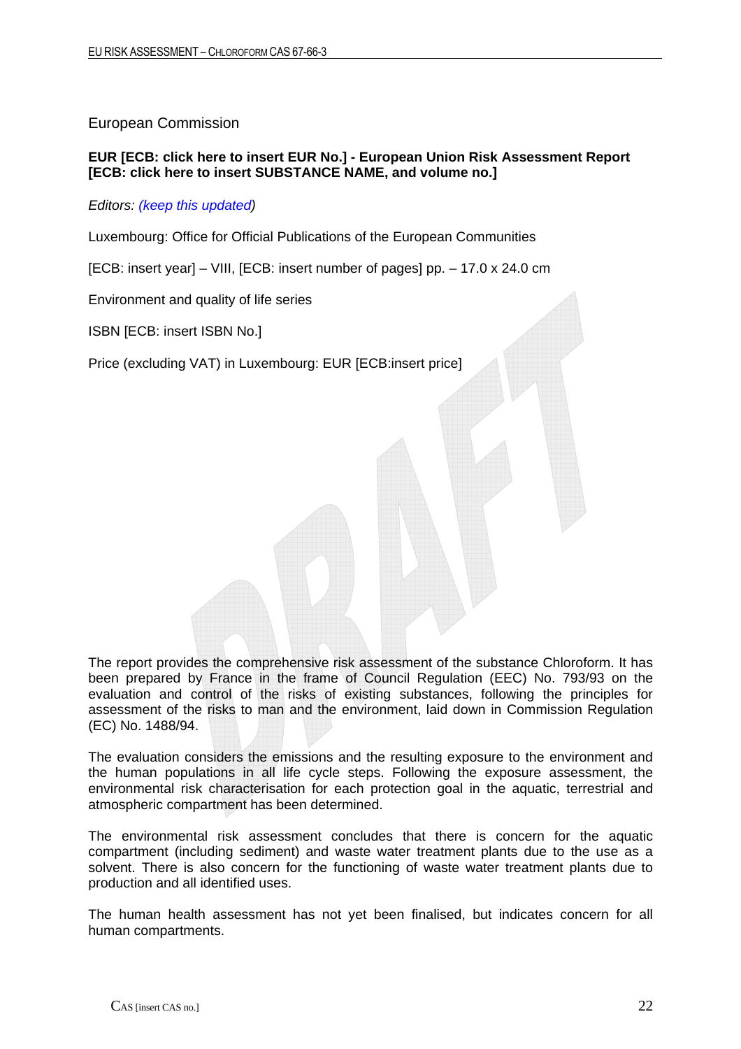European Commission

**EUR [ECB: click here to insert EUR No.] - European Union Risk Assessment Report [ECB: click here to insert SUBSTANCE NAME, and volume no.]**

*Editors: (keep this updated)*

Luxembourg: Office for Official Publications of the European Communities

[ECB: insert year] – VIII, [ECB: insert number of pages] pp. – 17.0 x 24.0 cm

Environment and quality of life series

ISBN [ECB: insert ISBN No.]

Price (excluding VAT) in Luxembourg: EUR [ECB:insert price]

The report provides the comprehensive risk assessment of the substance Chloroform. It has been prepared by France in the frame of Council Regulation (EEC) No. 793/93 on the evaluation and control of the risks of existing substances, following the principles for assessment of the risks to man and the environment, laid down in Commission Regulation (EC) No. 1488/94.

The evaluation considers the emissions and the resulting exposure to the environment and the human populations in all life cycle steps. Following the exposure assessment, the environmental risk characterisation for each protection goal in the aquatic, terrestrial and atmospheric compartment has been determined.

The environmental risk assessment concludes that there is concern for the aquatic compartment (including sediment) and waste water treatment plants due to the use as a solvent. There is also concern for the functioning of waste water treatment plants due to production and all identified uses.

The human health assessment has not yet been finalised, but indicates concern for all human compartments.